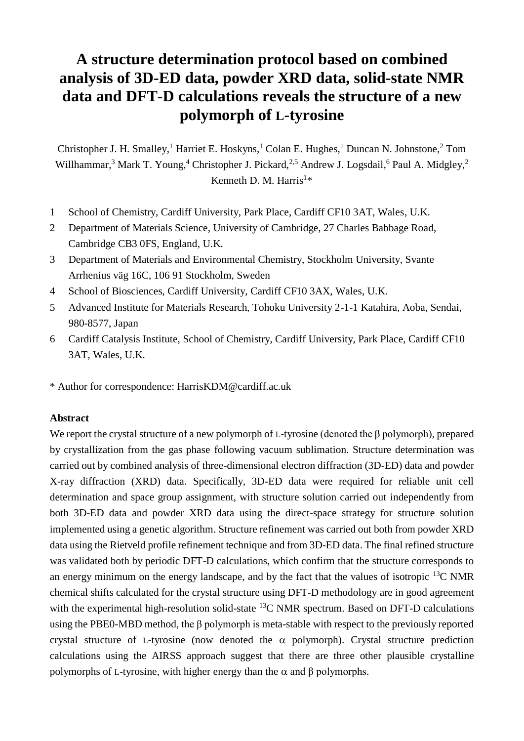# A structure determination protocol based on combined analysis of 3D-ED data, powder XRD data, solid-state NMR data and DFT-D calculations reveals the structure of a new polymorph of L-tyrosine

Christopher J. H. Smalley,[1] Harriet E. Hoskyns,[1] Colan E. Hughes,[1] Duncan N. Johnstone,[2] Tom Willhammar,[3] Mark T. Young,[4] Christopher J. Pickard,[2,5] Andrew J. Logsdail,[6] Paul A. Midgley,[2] Kenneth D. M. Harris[1]*

1. School of Chemistry, Cardiff University, Park Place, Cardiff CF10 3AT, Wales, U.K.
2. Department of Materials Science, University of Cambridge, 27 Charles Babbage Road, Cambridge CB3 0FS, England, U.K.
3. Department of Materials and Environmental Chemistry, Stockholm University, Svante Arrhenius väg 16C, 106 91 Stockholm, Sweden
4. School of Biosciences, Cardiff University, Cardiff CF10 3AX, Wales, U.K.
5. Advanced Institute for Materials Research, Tohoku University 2-1-1 Katahira, Aoba, Sendai, 980-8577, Japan
6. Cardiff Catalysis Institute, School of Chemistry, Cardiff University, Park Place, Cardiff CF10 3AT, Wales, U.K.

* Author for correspondence: HarrisKDM@cardiff.ac.uk

**Abstract**

We report the crystal structure of a new polymorph of L-tyrosine (denoted the $\beta$ polymorph), prepared by crystallization from the gas phase following vacuum sublimation. Structure determination was carried out by combined analysis of three-dimensional electron diffraction (3D-ED) data and powder X-ray diffraction (XRD) data. Specifically, 3D-ED data were required for reliable unit cell determination and space group assignment, with structure solution carried out independently from both 3D-ED data and powder XRD data using the direct-space strategy for structure solution implemented using a genetic algorithm. Structure refinement was carried out both from powder XRD data using the Rietveld profile refinement technique and from 3D-ED data. The final refined structure was validated both by periodic DFT-D calculations, which confirm that the structure corresponds to an energy minimum on the energy landscape, and by the fact that the values of isotropic $^{13}$C NMR chemical shifts calculated for the crystal structure using DFT-D methodology are in good agreement with the experimental high-resolution solid-state $^{13}$C NMR spectrum. Based on DFT-D calculations using the PBE0-MBD method, the $\beta$ polymorph is meta-stable with respect to the previously reported crystal structure of L-tyrosine (now denoted the $\alpha$ polymorph). Crystal structure prediction calculations using the AIRSS approach suggest that there are three other plausible crystalline polymorphs of L-tyrosine, with higher energy than the $\alpha$ and $\beta$ polymorphs.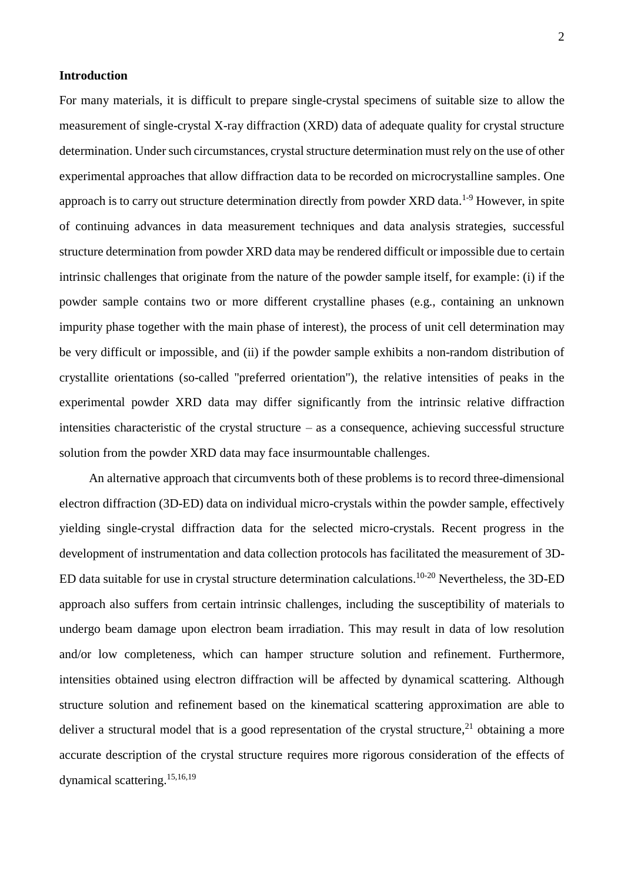## Introduction

For many materials, it is difficult to prepare single-crystal specimens of suitable size to allow the measurement of single-crystal X-ray diffraction (XRD) data of adequate quality for crystal structure determination. Under such circumstances, crystal structure determination must rely on the use of other experimental approaches that allow diffraction data to be recorded on microcrystalline samples. One approach is to carry out structure determination directly from powder XRD data.[1-9] However, in spite of continuing advances in data measurement techniques and data analysis strategies, successful structure determination from powder XRD data may be rendered difficult or impossible due to certain intrinsic challenges that originate from the nature of the powder sample itself, for example: (i) if the powder sample contains two or more different crystalline phases (e.g., containing an unknown impurity phase together with the main phase of interest), the process of unit cell determination may be very difficult or impossible, and (ii) if the powder sample exhibits a non-random distribution of crystallite orientations (so-called "preferred orientation"), the relative intensities of peaks in the experimental powder XRD data may differ significantly from the intrinsic relative diffraction intensities characteristic of the crystal structure – as a consequence, achieving successful structure solution from the powder XRD data may face insurmountable challenges.

An alternative approach that circumvents both of these problems is to record three-dimensional electron diffraction (3D-ED) data on individual micro-crystals within the powder sample, effectively yielding single-crystal diffraction data for the selected micro-crystals. Recent progress in the development of instrumentation and data collection protocols has facilitated the measurement of 3D-ED data suitable for use in crystal structure determination calculations.[10-20] Nevertheless, the 3D-ED approach also suffers from certain intrinsic challenges, including the susceptibility of materials to undergo beam damage upon electron beam irradiation. This may result in data of low resolution and/or low completeness, which can hamper structure solution and refinement. Furthermore, intensities obtained using electron diffraction will be affected by dynamical scattering. Although structure solution and refinement based on the kinematical scattering approximation are able to deliver a structural model that is a good representation of the crystal structure,[21] obtaining a more accurate description of the crystal structure requires more rigorous consideration of the effects of dynamical scattering.[15,16,19]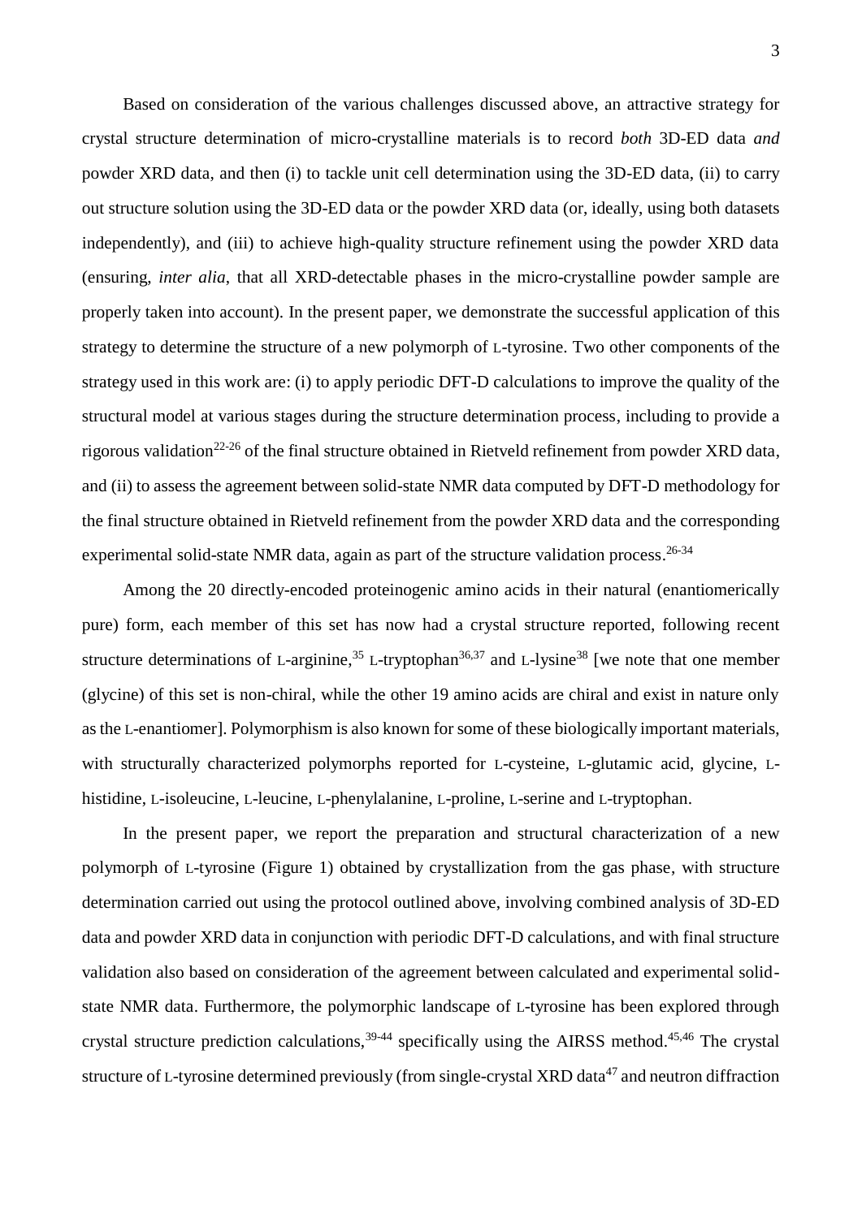Based on consideration of the various challenges discussed above, an attractive strategy for crystal structure determination of micro-crystalline materials is to record *both* 3D-ED data *and* powder XRD data, and then (i) to tackle unit cell determination using the 3D-ED data, (ii) to carry out structure solution using the 3D-ED data or the powder XRD data (or, ideally, using both datasets independently), and (iii) to achieve high-quality structure refinement using the powder XRD data (ensuring, *inter alia*, that all XRD-detectable phases in the micro-crystalline powder sample are properly taken into account). In the present paper, we demonstrate the successful application of this strategy to determine the structure of a new polymorph of L-tyrosine. Two other components of the strategy used in this work are: (i) to apply periodic DFT-D calculations to improve the quality of the structural model at various stages during the structure determination process, including to provide a rigorous validation[22-26] of the final structure obtained in Rietveld refinement from powder XRD data, and (ii) to assess the agreement between solid-state NMR data computed by DFT-D methodology for the final structure obtained in Rietveld refinement from the powder XRD data and the corresponding experimental solid-state NMR data, again as part of the structure validation process.[26-34]

Among the 20 directly-encoded proteinogenic amino acids in their natural (enantiomerically pure) form, each member of this set has now had a crystal structure reported, following recent structure determinations of L-arginine,[35] L-tryptophan[36,37] and L-lysine[38] [we note that one member (glycine) of this set is non-chiral, while the other 19 amino acids are chiral and exist in nature only as the L-enantiomer]. Polymorphism is also known for some of these biologically important materials, with structurally characterized polymorphs reported for L-cysteine, L-glutamic acid, glycine, L-histidine, L-isoleucine, L-leucine, L-phenylalanine, L-proline, L-serine and L-tryptophan.

In the present paper, we report the preparation and structural characterization of a new polymorph of L-tyrosine (Figure 1) obtained by crystallization from the gas phase, with structure determination carried out using the protocol outlined above, involving combined analysis of 3D-ED data and powder XRD data in conjunction with periodic DFT-D calculations, and with final structure validation also based on consideration of the agreement between calculated and experimental solid-state NMR data. Furthermore, the polymorphic landscape of L-tyrosine has been explored through crystal structure prediction calculations,[39-44] specifically using the AIRSS method.[45,46] The crystal structure of L-tyrosine determined previously (from single-crystal XRD data[47] and neutron diffraction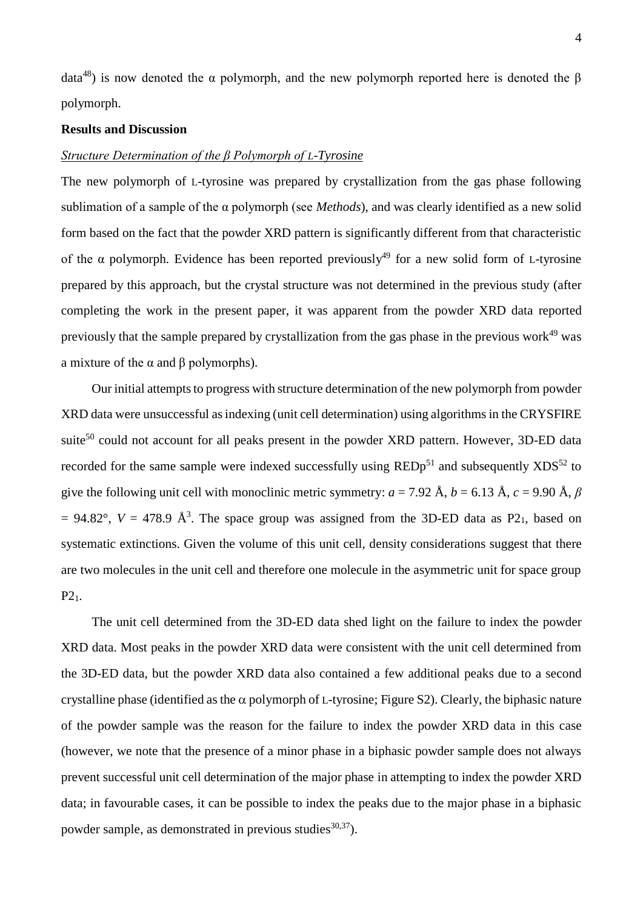data[48]) is now denoted the α polymorph, and the new polymorph reported here is denoted the β polymorph.

**Results and Discussion**

*Structure Determination of the β Polymorph of L-Tyrosine*

The new polymorph of L-tyrosine was prepared by crystallization from the gas phase following sublimation of a sample of the α polymorph (see *Methods*), and was clearly identified as a new solid form based on the fact that the powder XRD pattern is significantly different from that characteristic of the α polymorph. Evidence has been reported previously[49] for a new solid form of L-tyrosine prepared by this approach, but the crystal structure was not determined in the previous study (after completing the work in the present paper, it was apparent from the powder XRD data reported previously that the sample prepared by crystallization from the gas phase in the previous work[49] was a mixture of the α and β polymorphs).

Our initial attempts to progress with structure determination of the new polymorph from powder XRD data were unsuccessful as indexing (unit cell determination) using algorithms in the CRYSFIRE suite[50] could not account for all peaks present in the powder XRD pattern. However, 3D-ED data recorded for the same sample were indexed successfully using REDp[51] and subsequently XDS[52] to give the following unit cell with monoclinic metric symmetry: $a$ = 7.92 Å, $b$ = 6.13 Å, $c$ = 9.90 Å, $\beta$ = 94.82°, $V$ = 478.9 Å$^3$. The space group was assigned from the 3D-ED data as $P2_1$, based on systematic extinctions. Given the volume of this unit cell, density considerations suggest that there are two molecules in the unit cell and therefore one molecule in the asymmetric unit for space group $P2_1$.

The unit cell determined from the 3D-ED data shed light on the failure to index the powder XRD data. Most peaks in the powder XRD data were consistent with the unit cell determined from the 3D-ED data, but the powder XRD data also contained a few additional peaks due to a second crystalline phase (identified as the α polymorph of L-tyrosine; Figure S2). Clearly, the biphasic nature of the powder sample was the reason for the failure to index the powder XRD data in this case (however, we note that the presence of a minor phase in a biphasic powder sample does not always prevent successful unit cell determination of the major phase in attempting to index the powder XRD data; in favourable cases, it can be possible to index the peaks due to the major phase in a biphasic powder sample, as demonstrated in previous studies[30,37]).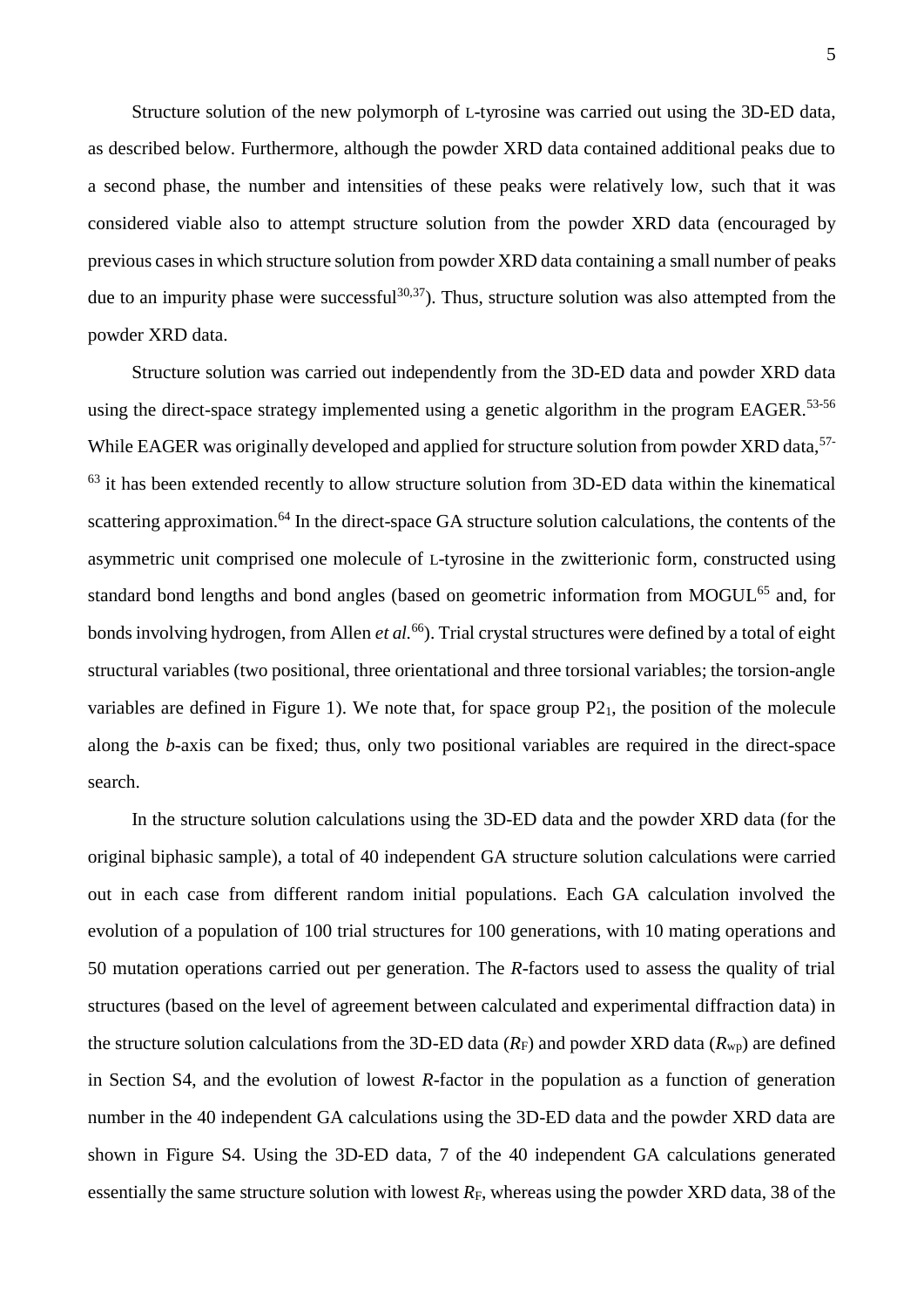Structure solution of the new polymorph of L-tyrosine was carried out using the 3D-ED data, as described below. Furthermore, although the powder XRD data contained additional peaks due to a second phase, the number and intensities of these peaks were relatively low, such that it was considered viable also to attempt structure solution from the powder XRD data (encouraged by previous cases in which structure solution from powder XRD data containing a small number of peaks due to an impurity phase were successful[30,37]). Thus, structure solution was also attempted from the powder XRD data.

Structure solution was carried out independently from the 3D-ED data and powder XRD data using the direct-space strategy implemented using a genetic algorithm in the program EAGER.[53-56] While EAGER was originally developed and applied for structure solution from powder XRD data,[57-63] it has been extended recently to allow structure solution from 3D-ED data within the kinematical scattering approximation.[64] In the direct-space GA structure solution calculations, the contents of the asymmetric unit comprised one molecule of L-tyrosine in the zwitterionic form, constructed using standard bond lengths and bond angles (based on geometric information from MOGUL[65] and, for bonds involving hydrogen, from Allen *et al.*[66]). Trial crystal structures were defined by a total of eight structural variables (two positional, three orientational and three torsional variables; the torsion-angle variables are defined in Figure 1). We note that, for space group $P2_1$, the position of the molecule along the *b*-axis can be fixed; thus, only two positional variables are required in the direct-space search.

In the structure solution calculations using the 3D-ED data and the powder XRD data (for the original biphasic sample), a total of 40 independent GA structure solution calculations were carried out in each case from different random initial populations. Each GA calculation involved the evolution of a population of 100 trial structures for 100 generations, with 10 mating operations and 50 mutation operations carried out per generation. The *R*-factors used to assess the quality of trial structures (based on the level of agreement between calculated and experimental diffraction data) in the structure solution calculations from the 3D-ED data ($R_F$) and powder XRD data ($R_{wp}$) are defined in Section S4, and the evolution of lowest *R*-factor in the population as a function of generation number in the 40 independent GA calculations using the 3D-ED data and the powder XRD data are shown in Figure S4. Using the 3D-ED data, 7 of the 40 independent GA calculations generated essentially the same structure solution with lowest $R_F$, whereas using the powder XRD data, 38 of the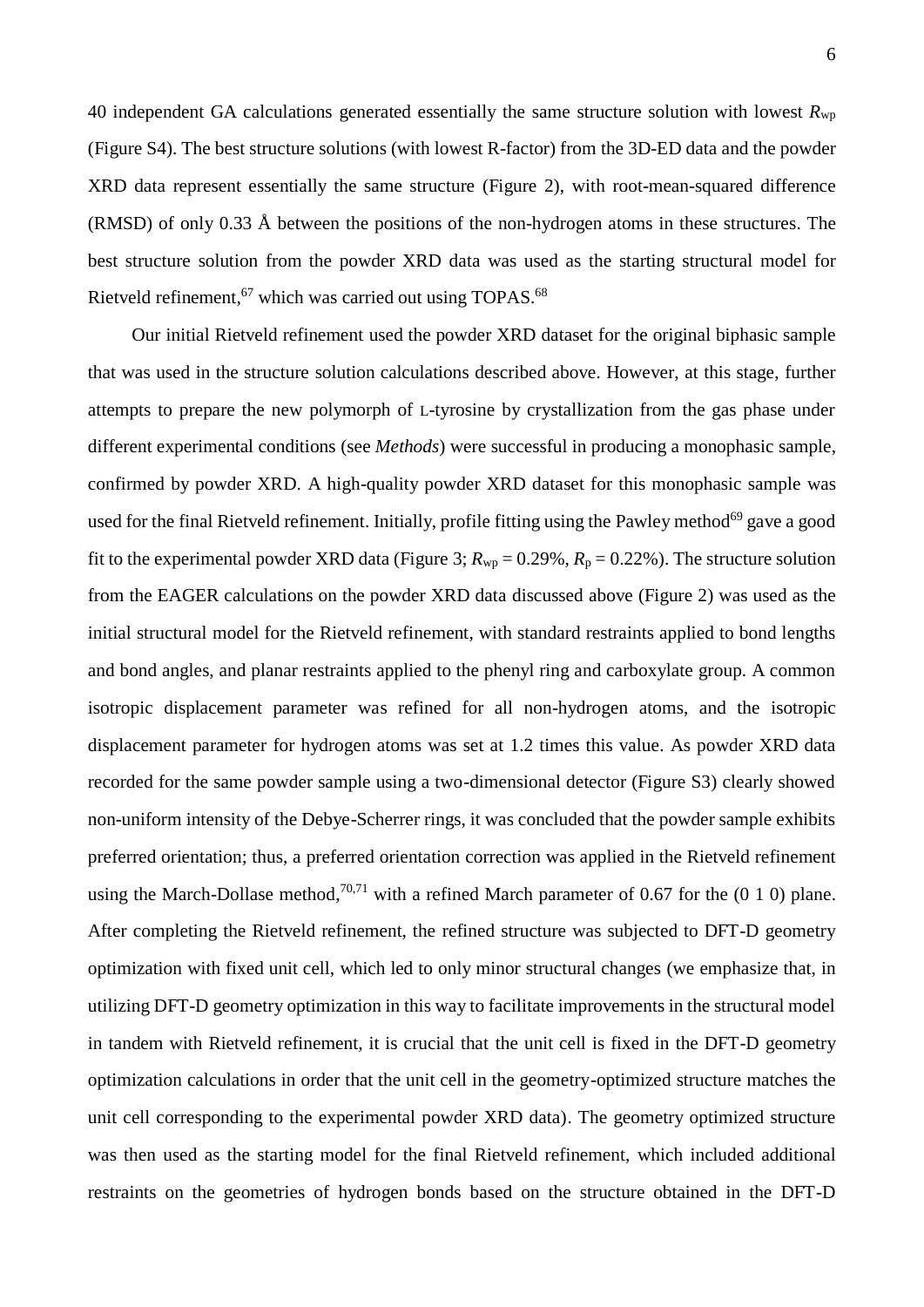40 independent GA calculations generated essentially the same structure solution with lowest $R_{wp}$ (Figure S4). The best structure solutions (with lowest R-factor) from the 3D-ED data and the powder XRD data represent essentially the same structure (Figure 2), with root-mean-squared difference (RMSD) of only 0.33 Å between the positions of the non-hydrogen atoms in these structures. The best structure solution from the powder XRD data was used as the starting structural model for Rietveld refinement,[67] which was carried out using TOPAS.[68]

Our initial Rietveld refinement used the powder XRD dataset for the original biphasic sample that was used in the structure solution calculations described above. However, at this stage, further attempts to prepare the new polymorph of L-tyrosine by crystallization from the gas phase under different experimental conditions (see *Methods*) were successful in producing a monophasic sample, confirmed by powder XRD. A high-quality powder XRD dataset for this monophasic sample was used for the final Rietveld refinement. Initially, profile fitting using the Pawley method[69] gave a good fit to the experimental powder XRD data (Figure 3; $R_{wp} = 0.29\%$, $R_p = 0.22\%$). The structure solution from the EAGER calculations on the powder XRD data discussed above (Figure 2) was used as the initial structural model for the Rietveld refinement, with standard restraints applied to bond lengths and bond angles, and planar restraints applied to the phenyl ring and carboxylate group. A common isotropic displacement parameter was refined for all non-hydrogen atoms, and the isotropic displacement parameter for hydrogen atoms was set at 1.2 times this value. As powder XRD data recorded for the same powder sample using a two-dimensional detector (Figure S3) clearly showed non-uniform intensity of the Debye-Scherrer rings, it was concluded that the powder sample exhibits preferred orientation; thus, a preferred orientation correction was applied in the Rietveld refinement using the March-Dollase method,[70,71] with a refined March parameter of 0.67 for the (0 1 0) plane. After completing the Rietveld refinement, the refined structure was subjected to DFT-D geometry optimization with fixed unit cell, which led to only minor structural changes (we emphasize that, in utilizing DFT-D geometry optimization in this way to facilitate improvements in the structural model in tandem with Rietveld refinement, it is crucial that the unit cell is fixed in the DFT-D geometry optimization calculations in order that the unit cell in the geometry-optimized structure matches the unit cell corresponding to the experimental powder XRD data). The geometry optimized structure was then used as the starting model for the final Rietveld refinement, which included additional restraints on the geometries of hydrogen bonds based on the structure obtained in the DFT-D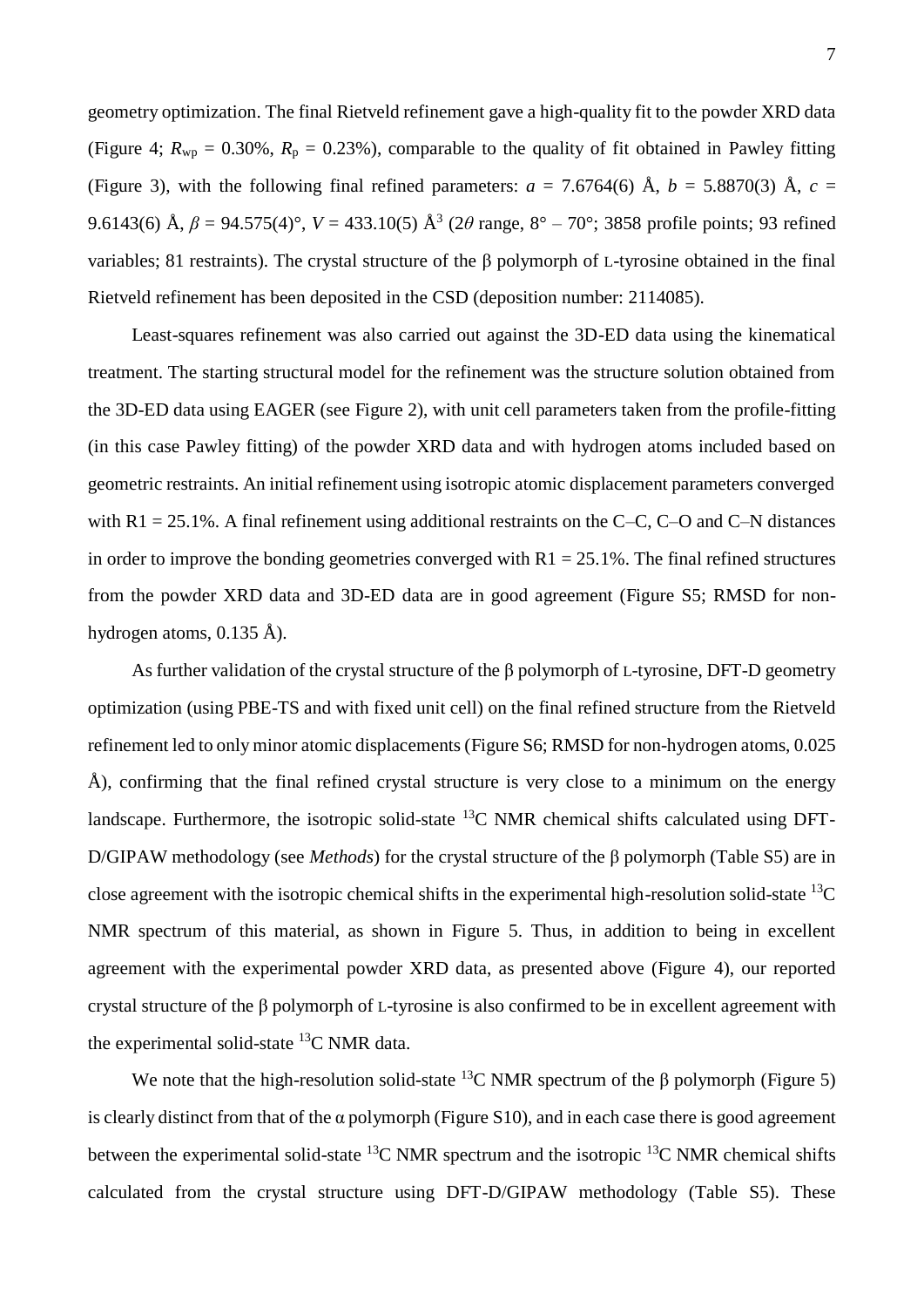geometry optimization. The final Rietveld refinement gave a high-quality fit to the powder XRD data (Figure 4; $R_{wp}$ = 0.30%, $R_p$ = 0.23%), comparable to the quality of fit obtained in Pawley fitting (Figure 3), with the following final refined parameters: $a$ = 7.6764(6) Å, $b$ = 5.8870(3) Å, $c$ = 9.6143(6) Å, $\beta$ = 94.575(4)°, $V$ = 433.10(5) Å$^3$ (2$\theta$ range, 8° – 70°; 3858 profile points; 93 refined variables; 81 restraints). The crystal structure of the β polymorph of L-tyrosine obtained in the final Rietveld refinement has been deposited in the CSD (deposition number: 2114085).

Least-squares refinement was also carried out against the 3D-ED data using the kinematical treatment. The starting structural model for the refinement was the structure solution obtained from the 3D-ED data using EAGER (see Figure 2), with unit cell parameters taken from the profile-fitting (in this case Pawley fitting) of the powder XRD data and with hydrogen atoms included based on geometric restraints. An initial refinement using isotropic atomic displacement parameters converged with R1 = 25.1%. A final refinement using additional restraints on the C–C, C–O and C–N distances in order to improve the bonding geometries converged with R1 = 25.1%. The final refined structures from the powder XRD data and 3D-ED data are in good agreement (Figure S5; RMSD for non-hydrogen atoms, 0.135 Å).

As further validation of the crystal structure of the β polymorph of L-tyrosine, DFT-D geometry optimization (using PBE-TS and with fixed unit cell) on the final refined structure from the Rietveld refinement led to only minor atomic displacements (Figure S6; RMSD for non-hydrogen atoms, 0.025 Å), confirming that the final refined crystal structure is very close to a minimum on the energy landscape. Furthermore, the isotropic solid-state $^{13}$C NMR chemical shifts calculated using DFT-D/GIPAW methodology (see *Methods*) for the crystal structure of the β polymorph (Table S5) are in close agreement with the isotropic chemical shifts in the experimental high-resolution solid-state $^{13}$C NMR spectrum of this material, as shown in Figure 5. Thus, in addition to being in excellent agreement with the experimental powder XRD data, as presented above (Figure 4), our reported crystal structure of the β polymorph of L-tyrosine is also confirmed to be in excellent agreement with the experimental solid-state $^{13}$C NMR data.

We note that the high-resolution solid-state $^{13}$C NMR spectrum of the β polymorph (Figure 5) is clearly distinct from that of the α polymorph (Figure S10), and in each case there is good agreement between the experimental solid-state $^{13}$C NMR spectrum and the isotropic $^{13}$C NMR chemical shifts calculated from the crystal structure using DFT-D/GIPAW methodology (Table S5). These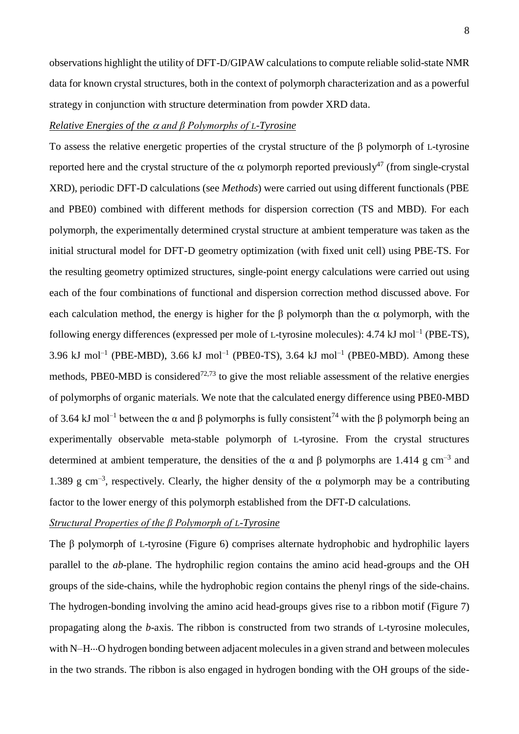observations highlight the utility of DFT-D/GIPAW calculations to compute reliable solid-state NMR data for known crystal structures, both in the context of polymorph characterization and as a powerful strategy in conjunction with structure determination from powder XRD data.

*Relative Energies of the α and β Polymorphs of L-Tyrosine*

To assess the relative energetic properties of the crystal structure of the β polymorph of L-tyrosine reported here and the crystal structure of the α polymorph reported previously[47] (from single-crystal XRD), periodic DFT-D calculations (see *Methods*) were carried out using different functionals (PBE and PBE0) combined with different methods for dispersion correction (TS and MBD). For each polymorph, the experimentally determined crystal structure at ambient temperature was taken as the initial structural model for DFT-D geometry optimization (with fixed unit cell) using PBE-TS. For the resulting geometry optimized structures, single-point energy calculations were carried out using each of the four combinations of functional and dispersion correction method discussed above. For each calculation method, the energy is higher for the β polymorph than the α polymorph, with the following energy differences (expressed per mole of L-tyrosine molecules): 4.74 kJ mol$^{-1}$ (PBE-TS), 3.96 kJ mol$^{-1}$ (PBE-MBD), 3.66 kJ mol$^{-1}$ (PBE0-TS), 3.64 kJ mol$^{-1}$ (PBE0-MBD). Among these methods, PBE0-MBD is considered[72,73] to give the most reliable assessment of the relative energies of polymorphs of organic materials. We note that the calculated energy difference using PBE0-MBD of 3.64 kJ mol$^{-1}$ between the α and β polymorphs is fully consistent[74] with the β polymorph being an experimentally observable meta-stable polymorph of L-tyrosine. From the crystal structures determined at ambient temperature, the densities of the α and β polymorphs are 1.414 g cm$^{-3}$ and 1.389 g cm$^{-3}$, respectively. Clearly, the higher density of the α polymorph may be a contributing factor to the lower energy of this polymorph established from the DFT-D calculations.

*Structural Properties of the β Polymorph of L-Tyrosine*

The β polymorph of L-tyrosine (Figure 6) comprises alternate hydrophobic and hydrophilic layers parallel to the *ab*-plane. The hydrophilic region contains the amino acid head-groups and the OH groups of the side-chains, while the hydrophobic region contains the phenyl rings of the side-chains. The hydrogen-bonding involving the amino acid head-groups gives rise to a ribbon motif (Figure 7) propagating along the *b*-axis. The ribbon is constructed from two strands of L-tyrosine molecules, with N–H···O hydrogen bonding between adjacent molecules in a given strand and between molecules in the two strands. The ribbon is also engaged in hydrogen bonding with the OH groups of the side-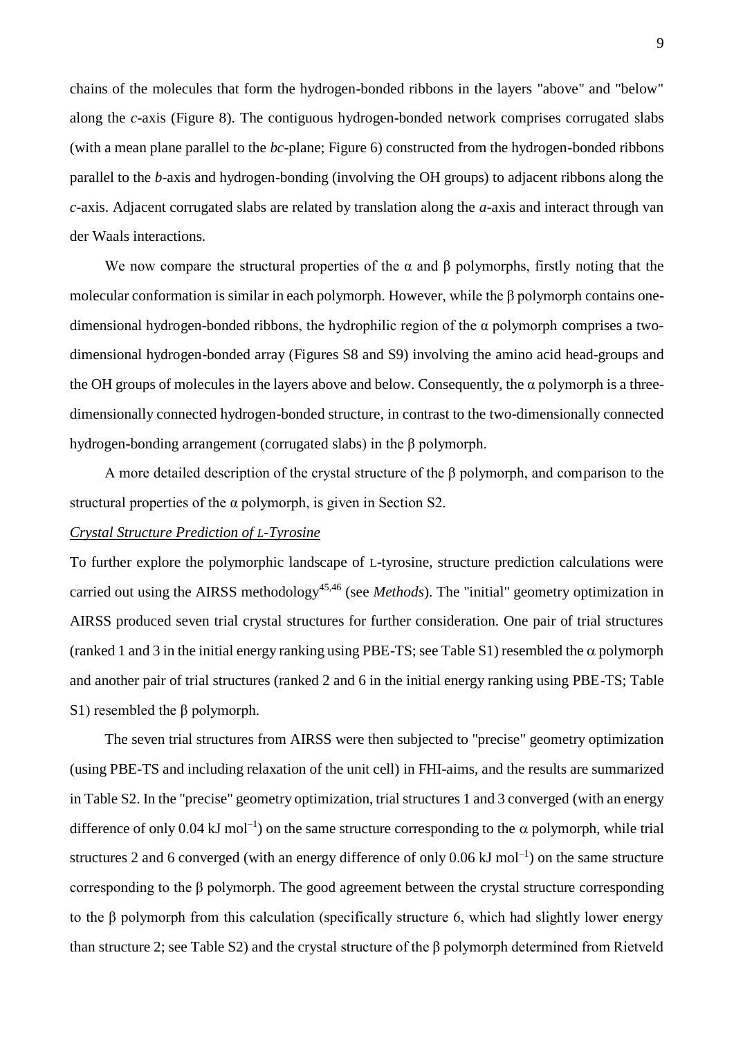chains of the molecules that form the hydrogen-bonded ribbons in the layers "above" and "below" along the *c*-axis (Figure 8). The contiguous hydrogen-bonded network comprises corrugated slabs (with a mean plane parallel to the *bc*-plane; Figure 6) constructed from the hydrogen-bonded ribbons parallel to the *b*-axis and hydrogen-bonding (involving the OH groups) to adjacent ribbons along the *c*-axis. Adjacent corrugated slabs are related by translation along the *a*-axis and interact through van der Waals interactions.

We now compare the structural properties of the α and β polymorphs, firstly noting that the molecular conformation is similar in each polymorph. However, while the β polymorph contains one-dimensional hydrogen-bonded ribbons, the hydrophilic region of the α polymorph comprises a two-dimensional hydrogen-bonded array (Figures S8 and S9) involving the amino acid head-groups and the OH groups of molecules in the layers above and below. Consequently, the α polymorph is a three-dimensionally connected hydrogen-bonded structure, in contrast to the two-dimensionally connected hydrogen-bonding arrangement (corrugated slabs) in the β polymorph.

A more detailed description of the crystal structure of the β polymorph, and comparison to the structural properties of the α polymorph, is given in Section S2.

*Crystal Structure Prediction of L-Tyrosine*

To further explore the polymorphic landscape of L-tyrosine, structure prediction calculations were carried out using the AIRSS methodology[45,46] (see *Methods*). The "initial" geometry optimization in AIRSS produced seven trial crystal structures for further consideration. One pair of trial structures (ranked 1 and 3 in the initial energy ranking using PBE-TS; see Table S1) resembled the α polymorph and another pair of trial structures (ranked 2 and 6 in the initial energy ranking using PBE-TS; Table S1) resembled the β polymorph.

The seven trial structures from AIRSS were then subjected to "precise" geometry optimization (using PBE-TS and including relaxation of the unit cell) in FHI-aims, and the results are summarized in Table S2. In the "precise" geometry optimization, trial structures 1 and 3 converged (with an energy difference of only 0.04 kJ mol$^{-1}$) on the same structure corresponding to the α polymorph, while trial structures 2 and 6 converged (with an energy difference of only 0.06 kJ mol$^{-1}$) on the same structure corresponding to the β polymorph. The good agreement between the crystal structure corresponding to the β polymorph from this calculation (specifically structure 6, which had slightly lower energy than structure 2; see Table S2) and the crystal structure of the β polymorph determined from Rietveld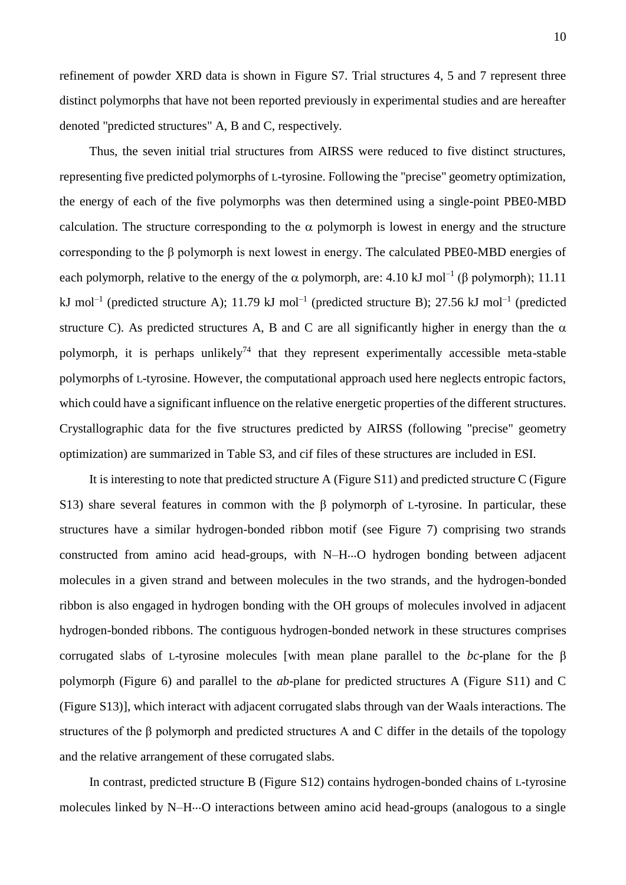refinement of powder XRD data is shown in Figure S7. Trial structures 4, 5 and 7 represent three distinct polymorphs that have not been reported previously in experimental studies and are hereafter denoted "predicted structures" A, B and C, respectively.

Thus, the seven initial trial structures from AIRSS were reduced to five distinct structures, representing five predicted polymorphs of L-tyrosine. Following the "precise" geometry optimization, the energy of each of the five polymorphs was then determined using a single-point PBE0-MBD calculation. The structure corresponding to the $\alpha$ polymorph is lowest in energy and the structure corresponding to the $\beta$ polymorph is next lowest in energy. The calculated PBE0-MBD energies of each polymorph, relative to the energy of the $\alpha$ polymorph, are: 4.10 kJ mol$^{-1}$ ($\beta$ polymorph); 11.11 kJ mol$^{-1}$ (predicted structure A); 11.79 kJ mol$^{-1}$ (predicted structure B); 27.56 kJ mol$^{-1}$ (predicted structure C). As predicted structures A, B and C are all significantly higher in energy than the $\alpha$ polymorph, it is perhaps unlikely[74] that they represent experimentally accessible meta-stable polymorphs of L-tyrosine. However, the computational approach used here neglects entropic factors, which could have a significant influence on the relative energetic properties of the different structures. Crystallographic data for the five structures predicted by AIRSS (following "precise" geometry optimization) are summarized in Table S3, and cif files of these structures are included in ESI.

It is interesting to note that predicted structure A (Figure S11) and predicted structure C (Figure S13) share several features in common with the $\beta$ polymorph of L-tyrosine. In particular, these structures have a similar hydrogen-bonded ribbon motif (see Figure 7) comprising two strands constructed from amino acid head-groups, with N–H···O hydrogen bonding between adjacent molecules in a given strand and between molecules in the two strands, and the hydrogen-bonded ribbon is also engaged in hydrogen bonding with the OH groups of molecules involved in adjacent hydrogen-bonded ribbons. The contiguous hydrogen-bonded network in these structures comprises corrugated slabs of L-tyrosine molecules [with mean plane parallel to the *bc*-plane for the $\beta$ polymorph (Figure 6) and parallel to the *ab*-plane for predicted structures A (Figure S11) and C (Figure S13)], which interact with adjacent corrugated slabs through van der Waals interactions. The structures of the $\beta$ polymorph and predicted structures A and C differ in the details of the topology and the relative arrangement of these corrugated slabs.

In contrast, predicted structure B (Figure S12) contains hydrogen-bonded chains of L-tyrosine molecules linked by N–H···O interactions between amino acid head-groups (analogous to a single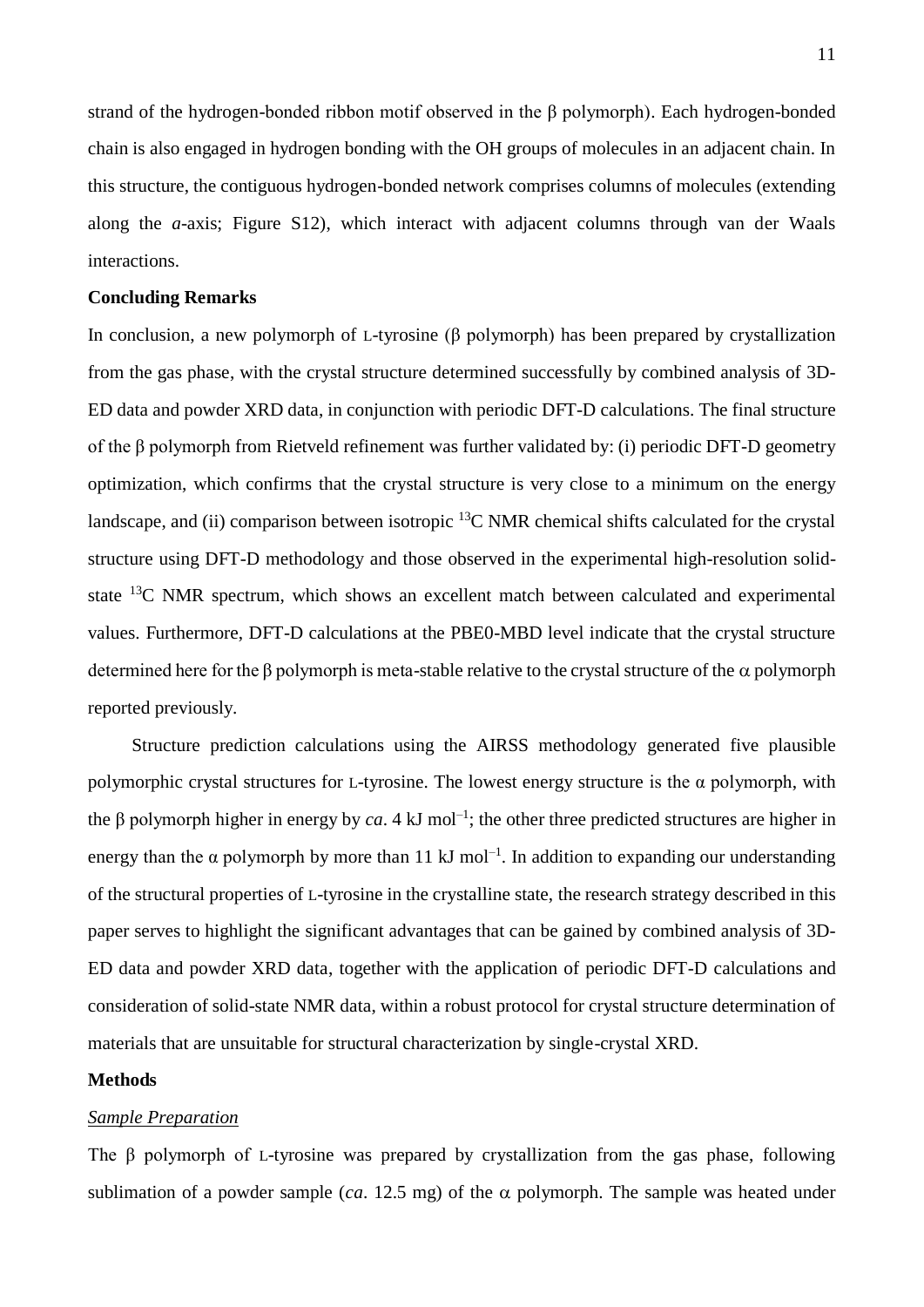strand of the hydrogen-bonded ribbon motif observed in the β polymorph). Each hydrogen-bonded chain is also engaged in hydrogen bonding with the OH groups of molecules in an adjacent chain. In this structure, the contiguous hydrogen-bonded network comprises columns of molecules (extending along the *a*-axis; Figure S12), which interact with adjacent columns through van der Waals interactions.

**Concluding Remarks**

In conclusion, a new polymorph of L-tyrosine (β polymorph) has been prepared by crystallization from the gas phase, with the crystal structure determined successfully by combined analysis of 3D-ED data and powder XRD data, in conjunction with periodic DFT-D calculations. The final structure of the β polymorph from Rietveld refinement was further validated by: (i) periodic DFT-D geometry optimization, which confirms that the crystal structure is very close to a minimum on the energy landscape, and (ii) comparison between isotropic $^{13}$C NMR chemical shifts calculated for the crystal structure using DFT-D methodology and those observed in the experimental high-resolution solid-state $^{13}$C NMR spectrum, which shows an excellent match between calculated and experimental values. Furthermore, DFT-D calculations at the PBE0-MBD level indicate that the crystal structure determined here for the β polymorph is meta-stable relative to the crystal structure of the α polymorph reported previously.

Structure prediction calculations using the AIRSS methodology generated five plausible polymorphic crystal structures for L-tyrosine. The lowest energy structure is the α polymorph, with the β polymorph higher in energy by *ca*. 4 kJ mol$^{-1}$; the other three predicted structures are higher in energy than the α polymorph by more than 11 kJ mol$^{-1}$. In addition to expanding our understanding of the structural properties of L-tyrosine in the crystalline state, the research strategy described in this paper serves to highlight the significant advantages that can be gained by combined analysis of 3D-ED data and powder XRD data, together with the application of periodic DFT-D calculations and consideration of solid-state NMR data, within a robust protocol for crystal structure determination of materials that are unsuitable for structural characterization by single-crystal XRD.

**Methods**

*Sample Preparation*

The β polymorph of L-tyrosine was prepared by crystallization from the gas phase, following sublimation of a powder sample (*ca*. 12.5 mg) of the α polymorph. The sample was heated under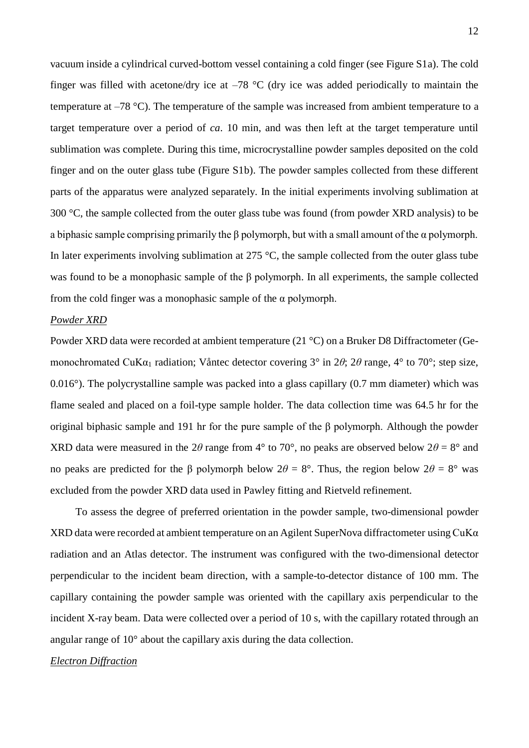vacuum inside a cylindrical curved-bottom vessel containing a cold finger (see Figure S1a). The cold finger was filled with acetone/dry ice at –78 °C (dry ice was added periodically to maintain the temperature at –78 °C). The temperature of the sample was increased from ambient temperature to a target temperature over a period of *ca*. 10 min, and was then left at the target temperature until sublimation was complete. During this time, microcrystalline powder samples deposited on the cold finger and on the outer glass tube (Figure S1b). The powder samples collected from these different parts of the apparatus were analyzed separately. In the initial experiments involving sublimation at 300 °C, the sample collected from the outer glass tube was found (from powder XRD analysis) to be a biphasic sample comprising primarily the β polymorph, but with a small amount of the α polymorph. In later experiments involving sublimation at 275 °C, the sample collected from the outer glass tube was found to be a monophasic sample of the β polymorph. In all experiments, the sample collected from the cold finger was a monophasic sample of the α polymorph.

*Powder XRD*

Powder XRD data were recorded at ambient temperature (21 °C) on a Bruker D8 Diffractometer (Ge-monochromated $CuK\alpha_1$ radiation; Våntec detector covering 3° in $2\theta$; $2\theta$ range, 4° to 70°; step size, 0.016°). The polycrystalline sample was packed into a glass capillary (0.7 mm diameter) which was flame sealed and placed on a foil-type sample holder. The data collection time was 64.5 hr for the original biphasic sample and 191 hr for the pure sample of the β polymorph. Although the powder XRD data were measured in the $2\theta$ range from 4° to 70°, no peaks are observed below $2\theta = 8°$ and no peaks are predicted for the β polymorph below $2\theta = 8°$. Thus, the region below $2\theta = 8°$ was excluded from the powder XRD data used in Pawley fitting and Rietveld refinement.

To assess the degree of preferred orientation in the powder sample, two-dimensional powder XRD data were recorded at ambient temperature on an Agilent SuperNova diffractometer using $CuK\alpha$ radiation and an Atlas detector. The instrument was configured with the two-dimensional detector perpendicular to the incident beam direction, with a sample-to-detector distance of 100 mm. The capillary containing the powder sample was oriented with the capillary axis perpendicular to the incident X-ray beam. Data were collected over a period of 10 s, with the capillary rotated through an angular range of 10° about the capillary axis during the data collection.

*Electron Diffraction*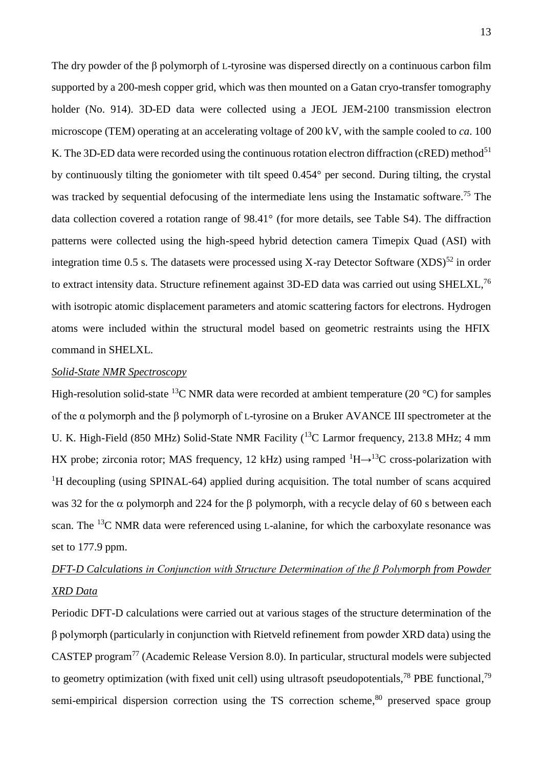The dry powder of the β polymorph of L-tyrosine was dispersed directly on a continuous carbon film supported by a 200-mesh copper grid, which was then mounted on a Gatan cryo-transfer tomography holder (No. 914). 3D-ED data were collected using a JEOL JEM-2100 transmission electron microscope (TEM) operating at an accelerating voltage of 200 kV, with the sample cooled to *ca*. 100 K. The 3D-ED data were recorded using the continuous rotation electron diffraction (cRED) method[51] by continuously tilting the goniometer with tilt speed 0.454° per second. During tilting, the crystal was tracked by sequential defocusing of the intermediate lens using the Instamatic software.[75] The data collection covered a rotation range of 98.41° (for more details, see Table S4). The diffraction patterns were collected using the high-speed hybrid detection camera Timepix Quad (ASI) with integration time 0.5 s. The datasets were processed using X-ray Detector Software (XDS)[52] in order to extract intensity data. Structure refinement against 3D-ED data was carried out using SHELXL,[76] with isotropic atomic displacement parameters and atomic scattering factors for electrons. Hydrogen atoms were included within the structural model based on geometric restraints using the HFIX command in SHELXL.

*Solid-State NMR Spectroscopy*

High-resolution solid-state $^{13}$C NMR data were recorded at ambient temperature (20 °C) for samples of the α polymorph and the β polymorph of L-tyrosine on a Bruker AVANCE III spectrometer at the U. K. High-Field (850 MHz) Solid-State NMR Facility ($^{13}$C Larmor frequency, 213.8 MHz; 4 mm HX probe; zirconia rotor; MAS frequency, 12 kHz) using ramped $^{1}$H→$^{13}$C cross-polarization with $^{1}$H decoupling (using SPINAL-64) applied during acquisition. The total number of scans acquired was 32 for the α polymorph and 224 for the β polymorph, with a recycle delay of 60 s between each scan. The $^{13}$C NMR data were referenced using L-alanine, for which the carboxylate resonance was set to 177.9 ppm.

*DFT-D Calculations in Conjunction with Structure Determination of the β Polymorph from Powder XRD Data*

Periodic DFT-D calculations were carried out at various stages of the structure determination of the β polymorph (particularly in conjunction with Rietveld refinement from powder XRD data) using the CASTEP program[77] (Academic Release Version 8.0). In particular, structural models were subjected to geometry optimization (with fixed unit cell) using ultrasoft pseudopotentials,[78] PBE functional,[79] semi-empirical dispersion correction using the TS correction scheme,[80] preserved space group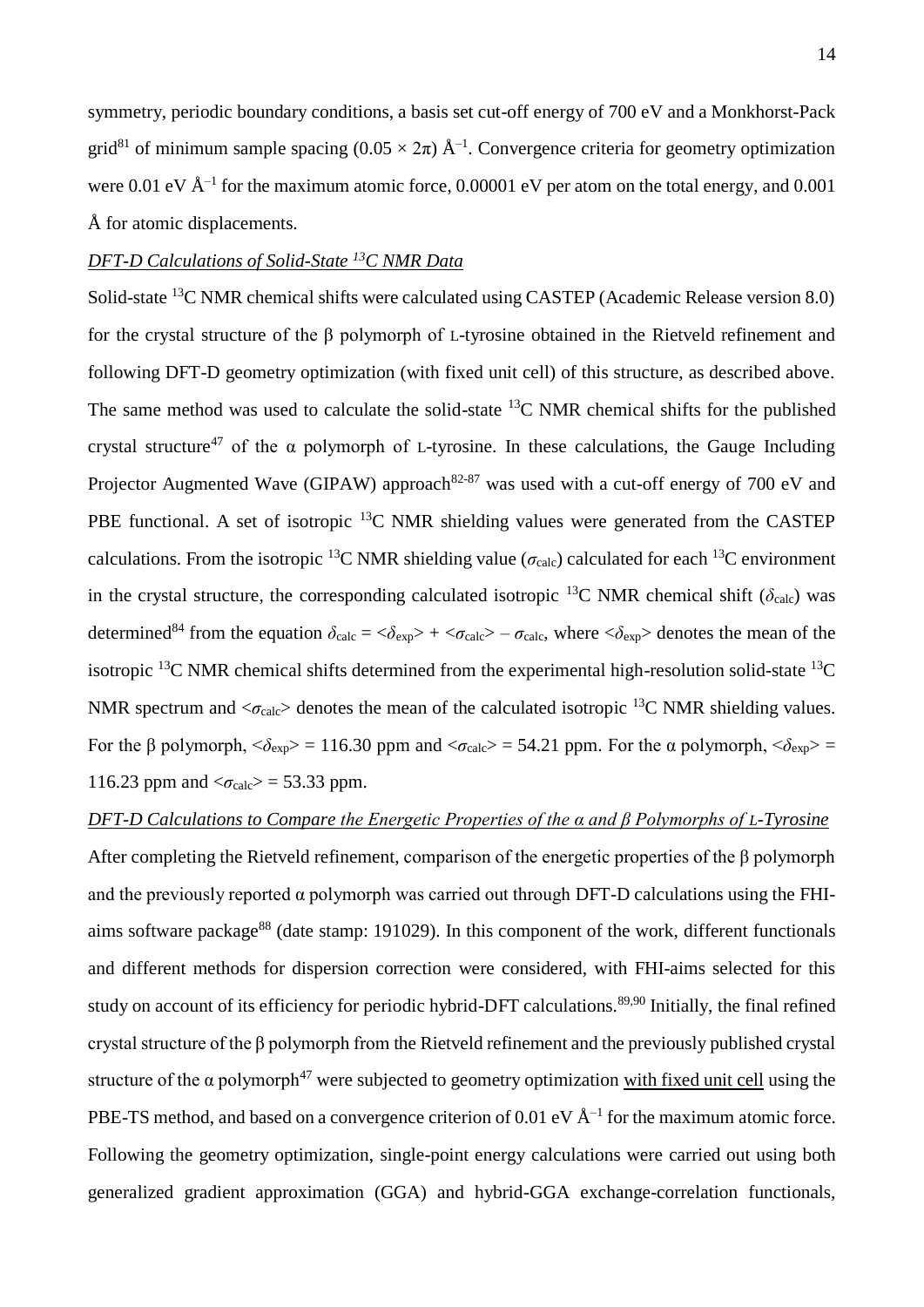symmetry, periodic boundary conditions, a basis set cut-off energy of 700 eV and a Monkhorst-Pack grid[81] of minimum sample spacing $(0.05 \times 2\pi)$ Å$^{-1}$. Convergence criteria for geometry optimization were 0.01 eV Å$^{-1}$ for the maximum atomic force, 0.00001 eV per atom on the total energy, and 0.001 Å for atomic displacements.

*DFT-D Calculations of Solid-State $^{13}$C NMR Data*

Solid-state $^{13}$C NMR chemical shifts were calculated using CASTEP (Academic Release version 8.0) for the crystal structure of the β polymorph of L-tyrosine obtained in the Rietveld refinement and following DFT-D geometry optimization (with fixed unit cell) of this structure, as described above. The same method was used to calculate the solid-state $^{13}$C NMR chemical shifts for the published crystal structure[47] of the α polymorph of L-tyrosine. In these calculations, the Gauge Including Projector Augmented Wave (GIPAW) approach[82-87] was used with a cut-off energy of 700 eV and PBE functional. A set of isotropic $^{13}$C NMR shielding values were generated from the CASTEP calculations. From the isotropic $^{13}$C NMR shielding value ($\sigma_{calc}$) calculated for each $^{13}$C environment in the crystal structure, the corresponding calculated isotropic $^{13}$C NMR chemical shift ($\delta_{calc}$) was determined[84] from the equation $\delta_{calc} = \langle\delta_{exp}\rangle + \langle\sigma_{calc}\rangle - \sigma_{calc}$, where $\langle\delta_{exp}\rangle$ denotes the mean of the isotropic $^{13}$C NMR chemical shifts determined from the experimental high-resolution solid-state $^{13}$C NMR spectrum and $\langle\sigma_{calc}\rangle$ denotes the mean of the calculated isotropic $^{13}$C NMR shielding values. For the β polymorph, $\langle\delta_{exp}\rangle = 116.30$ ppm and $\langle\sigma_{calc}\rangle = 54.21$ ppm. For the α polymorph, $\langle\delta_{exp}\rangle = 116.23$ ppm and $\langle\sigma_{calc}\rangle = 53.33$ ppm.

*DFT-D Calculations to Compare the Energetic Properties of the α and β Polymorphs of L-Tyrosine*

After completing the Rietveld refinement, comparison of the energetic properties of the β polymorph and the previously reported α polymorph was carried out through DFT-D calculations using the FHI-aims software package[88] (date stamp: 191029). In this component of the work, different functionals and different methods for dispersion correction were considered, with FHI-aims selected for this study on account of its efficiency for periodic hybrid-DFT calculations.[89,90] Initially, the final refined crystal structure of the β polymorph from the Rietveld refinement and the previously published crystal structure of the α polymorph[47] were subjected to geometry optimization with fixed unit cell using the PBE-TS method, and based on a convergence criterion of 0.01 eV Å$^{-1}$ for the maximum atomic force. Following the geometry optimization, single-point energy calculations were carried out using both generalized gradient approximation (GGA) and hybrid-GGA exchange-correlation functionals,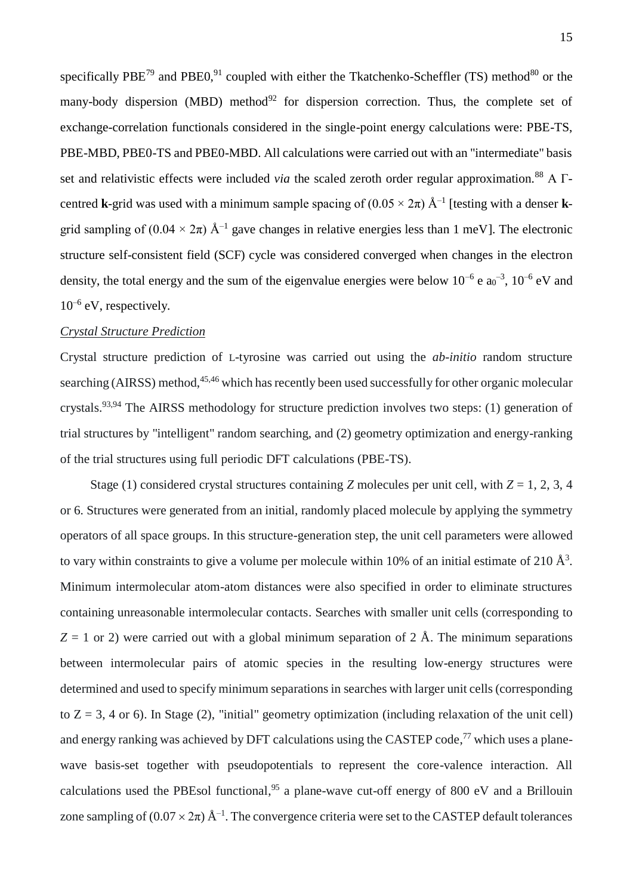specifically PBE[79] and PBE0,[91] coupled with either the Tkatchenko-Scheffler (TS) method[80] or the many-body dispersion (MBD) method[92] for dispersion correction. Thus, the complete set of exchange-correlation functionals considered in the single-point energy calculations were: PBE-TS, PBE-MBD, PBE0-TS and PBE0-MBD. All calculations were carried out with an "intermediate" basis set and relativistic effects were included *via* the scaled zeroth order regular approximation.[88] A Γ-centred **k**-grid was used with a minimum sample spacing of $(0.05 \times 2\pi)$ Å$^{-1}$ [testing with a denser **k**-grid sampling of $(0.04 \times 2\pi)$ Å$^{-1}$ gave changes in relative energies less than 1 meV]. The electronic structure self-consistent field (SCF) cycle was considered converged when changes in the electron density, the total energy and the sum of the eigenvalue energies were below $10^{-6}$ e $a_0^{-3}$, $10^{-6}$ eV and $10^{-6}$ eV, respectively.

*Crystal Structure Prediction*

Crystal structure prediction of L-tyrosine was carried out using the *ab-initio* random structure searching (AIRSS) method,[45,46] which has recently been used successfully for other organic molecular crystals.[93,94] The AIRSS methodology for structure prediction involves two steps: (1) generation of trial structures by "intelligent" random searching, and (2) geometry optimization and energy-ranking of the trial structures using full periodic DFT calculations (PBE-TS).

Stage (1) considered crystal structures containing $Z$ molecules per unit cell, with $Z = 1, 2, 3, 4$ or 6. Structures were generated from an initial, randomly placed molecule by applying the symmetry operators of all space groups. In this structure-generation step, the unit cell parameters were allowed to vary within constraints to give a volume per molecule within 10% of an initial estimate of 210 Å$^3$. Minimum intermolecular atom-atom distances were also specified in order to eliminate structures containing unreasonable intermolecular contacts. Searches with smaller unit cells (corresponding to $Z = 1$ or 2) were carried out with a global minimum separation of 2 Å. The minimum separations between intermolecular pairs of atomic species in the resulting low-energy structures were determined and used to specify minimum separations in searches with larger unit cells (corresponding to $Z = 3$, 4 or 6). In Stage (2), "initial" geometry optimization (including relaxation of the unit cell) and energy ranking was achieved by DFT calculations using the CASTEP code,[77] which uses a plane-wave basis-set together with pseudopotentials to represent the core-valence interaction. All calculations used the PBEsol functional,[95] a plane-wave cut-off energy of 800 eV and a Brillouin zone sampling of $(0.07 \times 2\pi)$ Å$^{-1}$. The convergence criteria were set to the CASTEP default tolerances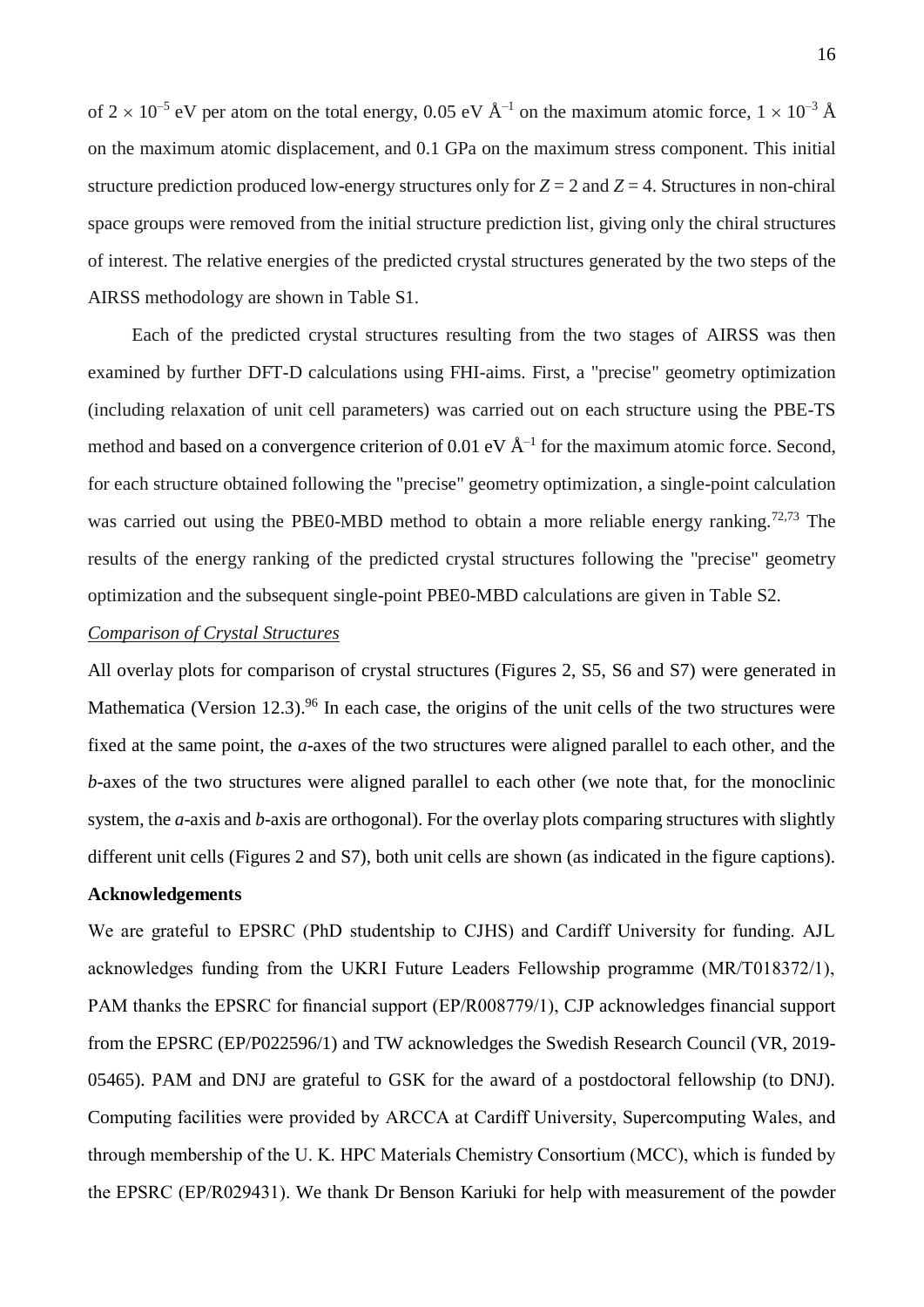of $2 \times 10^{-5}$ eV per atom on the total energy, 0.05 eV Å$^{-1}$ on the maximum atomic force, $1 \times 10^{-3}$ Å on the maximum atomic displacement, and 0.1 GPa on the maximum stress component. This initial structure prediction produced low-energy structures only for $Z = 2$ and $Z = 4$. Structures in non-chiral space groups were removed from the initial structure prediction list, giving only the chiral structures of interest. The relative energies of the predicted crystal structures generated by the two steps of the AIRSS methodology are shown in Table S1.

Each of the predicted crystal structures resulting from the two stages of AIRSS was then examined by further DFT-D calculations using FHI-aims. First, a "precise" geometry optimization (including relaxation of unit cell parameters) was carried out on each structure using the PBE-TS method and based on a convergence criterion of 0.01 eV Å$^{-1}$ for the maximum atomic force. Second, for each structure obtained following the "precise" geometry optimization, a single-point calculation was carried out using the PBE0-MBD method to obtain a more reliable energy ranking.[72,73] The results of the energy ranking of the predicted crystal structures following the "precise" geometry optimization and the subsequent single-point PBE0-MBD calculations are given in Table S2.

*Comparison of Crystal Structures*

All overlay plots for comparison of crystal structures (Figures 2, S5, S6 and S7) were generated in Mathematica (Version 12.3).[96] In each case, the origins of the unit cells of the two structures were fixed at the same point, the *a*-axes of the two structures were aligned parallel to each other, and the *b*-axes of the two structures were aligned parallel to each other (we note that, for the monoclinic system, the *a*-axis and *b*-axis are orthogonal). For the overlay plots comparing structures with slightly different unit cells (Figures 2 and S7), both unit cells are shown (as indicated in the figure captions).

**Acknowledgements**

We are grateful to EPSRC (PhD studentship to CJHS) and Cardiff University for funding. AJL acknowledges funding from the UKRI Future Leaders Fellowship programme (MR/T018372/1), PAM thanks the EPSRC for financial support (EP/R008779/1), CJP acknowledges financial support from the EPSRC (EP/P022596/1) and TW acknowledges the Swedish Research Council (VR, 2019-05465). PAM and DNJ are grateful to GSK for the award of a postdoctoral fellowship (to DNJ). Computing facilities were provided by ARCCA at Cardiff University, Supercomputing Wales, and through membership of the U. K. HPC Materials Chemistry Consortium (MCC), which is funded by the EPSRC (EP/R029431). We thank Dr Benson Kariuki for help with measurement of the powder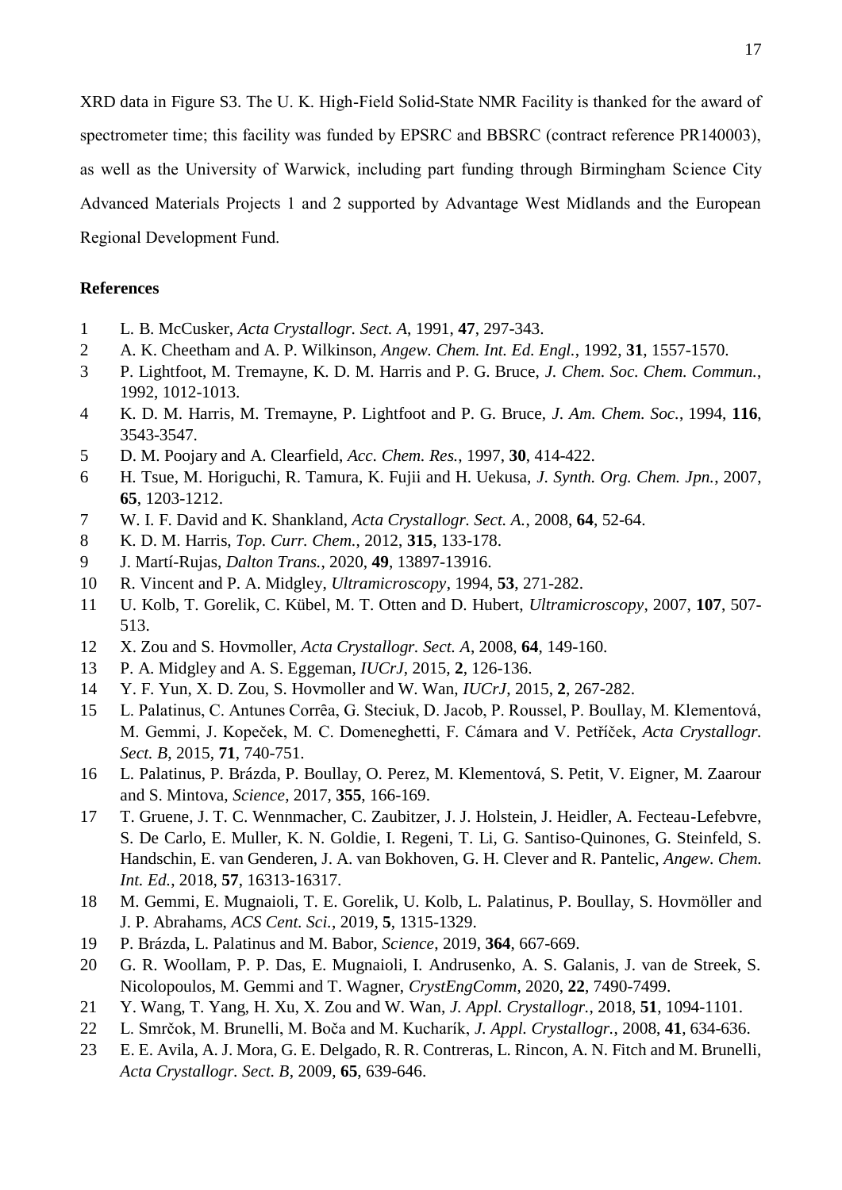XRD data in Figure S3. The U. K. High-Field Solid-State NMR Facility is thanked for the award of spectrometer time; this facility was funded by EPSRC and BBSRC (contract reference PR140003), as well as the University of Warwick, including part funding through Birmingham Science City Advanced Materials Projects 1 and 2 supported by Advantage West Midlands and the European Regional Development Fund.

## References

1. L. B. McCusker, *Acta Crystallogr. Sect. A*, 1991, **47**, 297-343.
2. A. K. Cheetham and A. P. Wilkinson, *Angew. Chem. Int. Ed. Engl.*, 1992, **31**, 1557-1570.
3. P. Lightfoot, M. Tremayne, K. D. M. Harris and P. G. Bruce, *J. Chem. Soc. Chem. Commun.*, 1992, 1012-1013.
4. K. D. M. Harris, M. Tremayne, P. Lightfoot and P. G. Bruce, *J. Am. Chem. Soc.*, 1994, **116**, 3543-3547.
5. D. M. Poojary and A. Clearfield, *Acc. Chem. Res.*, 1997, **30**, 414-422.
6. H. Tsue, M. Horiguchi, R. Tamura, K. Fujii and H. Uekusa, *J. Synth. Org. Chem. Jpn.*, 2007, **65**, 1203-1212.
7. W. I. F. David and K. Shankland, *Acta Crystallogr. Sect. A.*, 2008, **64**, 52-64.
8. K. D. M. Harris, *Top. Curr. Chem.*, 2012, **315**, 133-178.
9. J. Martí-Rujas, *Dalton Trans.*, 2020, **49**, 13897-13916.
10. R. Vincent and P. A. Midgley, *Ultramicroscopy*, 1994, **53**, 271-282.
11. U. Kolb, T. Gorelik, C. Kübel, M. T. Otten and D. Hubert, *Ultramicroscopy*, 2007, **107**, 507-513.
12. X. Zou and S. Hovmoller, *Acta Crystallogr. Sect. A*, 2008, **64**, 149-160.
13. P. A. Midgley and A. S. Eggeman, *IUCrJ*, 2015, **2**, 126-136.
14. Y. F. Yun, X. D. Zou, S. Hovmoller and W. Wan, *IUCrJ*, 2015, **2**, 267-282.
15. L. Palatinus, C. Antunes Corrêa, G. Steciuk, D. Jacob, P. Roussel, P. Boullay, M. Klementová, M. Gemmi, J. Kopeček, M. C. Domeneghetti, F. Cámara and V. Petříček, *Acta Crystallogr. Sect. B*, 2015, **71**, 740-751.
16. L. Palatinus, P. Brázda, P. Boullay, O. Perez, M. Klementová, S. Petit, V. Eigner, M. Zaarour and S. Mintova, *Science*, 2017, **355**, 166-169.
17. T. Gruene, J. T. C. Wennmacher, C. Zaubitzer, J. J. Holstein, J. Heidler, A. Fecteau-Lefebvre, S. De Carlo, E. Muller, K. N. Goldie, I. Regeni, T. Li, G. Santiso-Quinones, G. Steinfeld, S. Handschin, E. van Genderen, J. A. van Bokhoven, G. H. Clever and R. Pantelic, *Angew. Chem. Int. Ed.*, 2018, **57**, 16313-16317.
18. M. Gemmi, E. Mugnaioli, T. E. Gorelik, U. Kolb, L. Palatinus, P. Boullay, S. Hovmöller and J. P. Abrahams, *ACS Cent. Sci.*, 2019, **5**, 1315-1329.
19. P. Brázda, L. Palatinus and M. Babor, *Science*, 2019, **364**, 667-669.
20. G. R. Woollam, P. P. Das, E. Mugnaioli, I. Andrusenko, A. S. Galanis, J. van de Streek, S. Nicolopoulos, M. Gemmi and T. Wagner, *CrystEngComm*, 2020, **22**, 7490-7499.
21. Y. Wang, T. Yang, H. Xu, X. Zou and W. Wan, *J. Appl. Crystallogr.*, 2018, **51**, 1094-1101.
22. L. Smrčok, M. Brunelli, M. Boča and M. Kucharík, *J. Appl. Crystallogr.*, 2008, **41**, 634-636.
23. E. E. Avila, A. J. Mora, G. E. Delgado, R. R. Contreras, L. Rincon, A. N. Fitch and M. Brunelli, *Acta Crystallogr. Sect. B*, 2009, **65**, 639-646.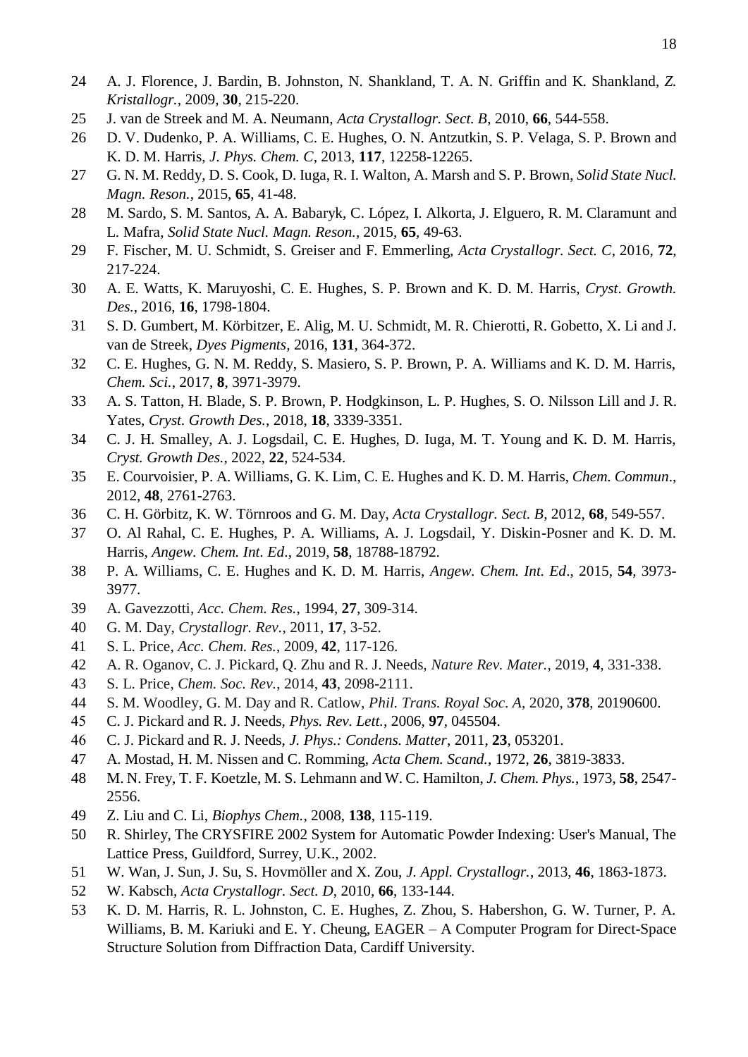24 A. J. Florence, J. Bardin, B. Johnston, N. Shankland, T. A. N. Griffin and K. Shankland, *Z. Kristallogr.*, 2009, **30**, 215-220.

25 J. van de Streek and M. A. Neumann, *Acta Crystallogr. Sect. B*, 2010, **66**, 544-558.

26 D. V. Dudenko, P. A. Williams, C. E. Hughes, O. N. Antzutkin, S. P. Velaga, S. P. Brown and K. D. M. Harris, *J. Phys. Chem. C*, 2013, **117**, 12258-12265.

27 G. N. M. Reddy, D. S. Cook, D. Iuga, R. I. Walton, A. Marsh and S. P. Brown, *Solid State Nucl. Magn. Reson.*, 2015, **65**, 41-48.

28 M. Sardo, S. M. Santos, A. A. Babaryk, C. López, I. Alkorta, J. Elguero, R. M. Claramunt and L. Mafra, *Solid State Nucl. Magn. Reson.*, 2015, **65**, 49-63.

29 F. Fischer, M. U. Schmidt, S. Greiser and F. Emmerling, *Acta Crystallogr. Sect. C*, 2016, **72**, 217-224.

30 A. E. Watts, K. Maruyoshi, C. E. Hughes, S. P. Brown and K. D. M. Harris, *Cryst. Growth. Des.*, 2016, **16**, 1798-1804.

31 S. D. Gumbert, M. Körbitzer, E. Alig, M. U. Schmidt, M. R. Chierotti, R. Gobetto, X. Li and J. van de Streek, *Dyes Pigments*, 2016, **131**, 364-372.

32 C. E. Hughes, G. N. M. Reddy, S. Masiero, S. P. Brown, P. A. Williams and K. D. M. Harris, *Chem. Sci.*, 2017, **8**, 3971-3979.

33 A. S. Tatton, H. Blade, S. P. Brown, P. Hodgkinson, L. P. Hughes, S. O. Nilsson Lill and J. R. Yates, *Cryst. Growth Des.*, 2018, **18**, 3339-3351.

34 C. J. H. Smalley, A. J. Logsdail, C. E. Hughes, D. Iuga, M. T. Young and K. D. M. Harris, *Cryst. Growth Des.*, 2022, **22**, 524-534.

35 E. Courvoisier, P. A. Williams, G. K. Lim, C. E. Hughes and K. D. M. Harris, *Chem. Commun*., 2012, **48**, 2761-2763.

36 C. H. Görbitz, K. W. Törnroos and G. M. Day, *Acta Crystallogr. Sect. B*, 2012, **68**, 549-557.

37 O. Al Rahal, C. E. Hughes, P. A. Williams, A. J. Logsdail, Y. Diskin-Posner and K. D. M. Harris, *Angew. Chem. Int. Ed*., 2019, **58**, 18788-18792.

38 P. A. Williams, C. E. Hughes and K. D. M. Harris, *Angew. Chem. Int. Ed*., 2015, **54**, 3973-3977.

39 A. Gavezzotti, *Acc. Chem. Res.*, 1994, **27**, 309-314.

40 G. M. Day, *Crystallogr. Rev.*, 2011, **17**, 3-52.

41 S. L. Price, *Acc. Chem. Res.*, 2009, **42**, 117-126.

42 A. R. Oganov, C. J. Pickard, Q. Zhu and R. J. Needs, *Nature Rev. Mater.*, 2019, **4**, 331-338.

43 S. L. Price, *Chem. Soc. Rev.*, 2014, **43**, 2098-2111.

44 S. M. Woodley, G. M. Day and R. Catlow, *Phil. Trans. Royal Soc. A*, 2020, **378**, 20190600.

45 C. J. Pickard and R. J. Needs, *Phys. Rev. Lett.*, 2006, **97**, 045504.

46 C. J. Pickard and R. J. Needs, *J. Phys.: Condens. Matter*, 2011, **23**, 053201.

47 A. Mostad, H. M. Nissen and C. Romming, *Acta Chem. Scand.*, 1972, **26**, 3819-3833.

48 M. N. Frey, T. F. Koetzle, M. S. Lehmann and W. C. Hamilton, *J. Chem. Phys.*, 1973, **58**, 2547-2556.

49 Z. Liu and C. Li, *Biophys Chem.*, 2008, **138**, 115-119.

50 R. Shirley, The CRYSFIRE 2002 System for Automatic Powder Indexing: User's Manual, The Lattice Press, Guildford, Surrey, U.K., 2002.

51 W. Wan, J. Sun, J. Su, S. Hovmöller and X. Zou, *J. Appl. Crystallogr.*, 2013, **46**, 1863-1873.

52 W. Kabsch, *Acta Crystallogr. Sect. D*, 2010, **66**, 133-144.

53 K. D. M. Harris, R. L. Johnston, C. E. Hughes, Z. Zhou, S. Habershon, G. W. Turner, P. A. Williams, B. M. Kariuki and E. Y. Cheung, EAGER – A Computer Program for Direct-Space Structure Solution from Diffraction Data, Cardiff University.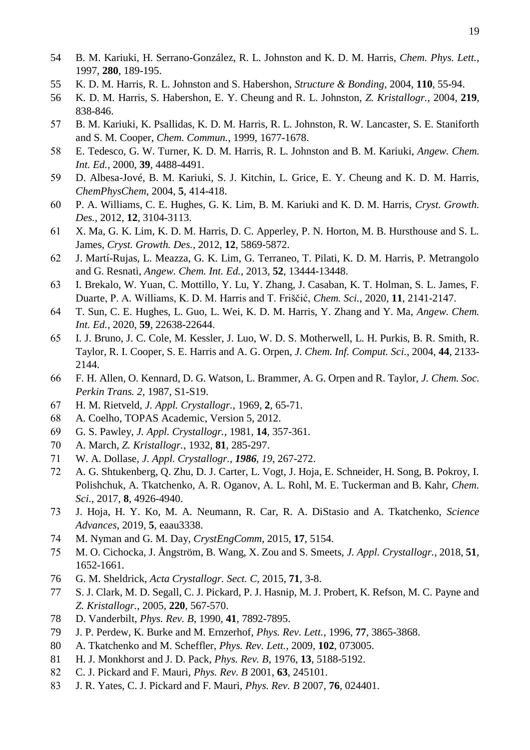54 B. M. Kariuki, H. Serrano-González, R. L. Johnston and K. D. M. Harris, *Chem. Phys. Lett.*, 1997, **280**, 189-195.

55 K. D. M. Harris, R. L. Johnston and S. Habershon, *Structure & Bonding*, 2004, **110**, 55-94.

56 K. D. M. Harris, S. Habershon, E. Y. Cheung and R. L. Johnston, *Z. Kristallogr.*, 2004, **219**, 838-846.

57 B. M. Kariuki, K. Psallidas, K. D. M. Harris, R. L. Johnston, R. W. Lancaster, S. E. Staniforth and S. M. Cooper, *Chem. Commun.*, 1999, 1677-1678.

58 E. Tedesco, G. W. Turner, K. D. M. Harris, R. L. Johnston and B. M. Kariuki, *Angew. Chem. Int. Ed.*, 2000, **39**, 4488-4491.

59 D. Albesa-Jové, B. M. Kariuki, S. J. Kitchin, L. Grice, E. Y. Cheung and K. D. M. Harris, *ChemPhysChem*, 2004, **5**, 414-418.

60 P. A. Williams, C. E. Hughes, G. K. Lim, B. M. Kariuki and K. D. M. Harris, *Cryst. Growth. Des.*, 2012, **12**, 3104-3113.

61 X. Ma, G. K. Lim, K. D. M. Harris, D. C. Apperley, P. N. Horton, M. B. Hursthouse and S. L. James, *Cryst. Growth. Des.*, 2012, **12**, 5869-5872.

62 J. Martí-Rujas, L. Meazza, G. K. Lim, G. Terraneo, T. Pilati, K. D. M. Harris, P. Metrangolo and G. Resnati, *Angew. Chem. Int. Ed.*, 2013, **52**, 13444-13448.

63 I. Brekalo, W. Yuan, C. Mottillo, Y. Lu, Y. Zhang, J. Casaban, K. T. Holman, S. L. James, F. Duarte, P. A. Williams, K. D. M. Harris and T. Friščić, *Chem. Sci.*, 2020, **11**, 2141-2147.

64 T. Sun, C. E. Hughes, L. Guo, L. Wei, K. D. M. Harris, Y. Zhang and Y. Ma, *Angew. Chem. Int. Ed.*, 2020, **59**, 22638-22644.

65 I. J. Bruno, J. C. Cole, M. Kessler, J. Luo, W. D. S. Motherwell, L. H. Purkis, B. R. Smith, R. Taylor, R. I. Cooper, S. E. Harris and A. G. Orpen, *J. Chem. Inf. Comput. Sci.*, 2004, **44**, 2133-2144.

66 F. H. Allen, O. Kennard, D. G. Watson, L. Brammer, A. G. Orpen and R. Taylor, *J. Chem. Soc. Perkin Trans. 2*, 1987, S1-S19.

67 H. M. Rietveld, *J. Appl. Crystallogr.*, 1969, **2**, 65-71.

68 A. Coelho, TOPAS Academic, Version 5, 2012.

69 G. S. Pawley, *J. Appl. Crystallogr.*, 1981, **14**, 357-361.

70 A. March, *Z. Kristallogr.*, 1932, **81**, 285-297.

71 W. A. Dollase, *J. Appl. Crystallogr.*, ***1986***, *19*, 267-272.

72 A. G. Shtukenberg, Q. Zhu, D. J. Carter, L. Vogt, J. Hoja, E. Schneider, H. Song, B. Pokroy, I. Polishchuk, A. Tkatchenko, A. R. Oganov, A. L. Rohl, M. E. Tuckerman and B. Kahr, *Chem. Sci.*, 2017, **8**, 4926-4940.

73 J. Hoja, H. Y. Ko, M. A. Neumann, R. Car, R. A. DiStasio and A. Tkatchenko, *Science Advances*, 2019, **5**, eaau3338.

74 M. Nyman and G. M. Day, *CrystEngComm*, 2015, **17**, 5154.

75 M. O. Cichocka, J. Ångström, B. Wang, X. Zou and S. Smeets, *J. Appl. Crystallogr.*, 2018, **51**, 1652-1661.

76 G. M. Sheldrick, *Acta Crystallogr. Sect. C*, 2015, **71**, 3-8.

77 S. J. Clark, M. D. Segall, C. J. Pickard, P. J. Hasnip, M. J. Probert, K. Refson, M. C. Payne and *Z. Kristallogr.*, 2005, **220**, 567-570.

78 D. Vanderbilt, *Phys. Rev. B*, 1990, **41**, 7892-7895.

79 J. P. Perdew, K. Burke and M. Ernzerhof, *Phys. Rev. Lett.*, 1996, **77**, 3865-3868.

80 A. Tkatchenko and M. Scheffler, *Phys. Rev. Lett.*, 2009, **102**, 073005.

81 H. J. Monkhorst and J. D. Pack, *Phys. Rev. B*, 1976, **13**, 5188-5192.

82 C. J. Pickard and F. Mauri, *Phys. Rev. B* 2001, **63**, 245101.

83 J. R. Yates, C. J. Pickard and F. Mauri, *Phys. Rev. B* 2007, **76**, 024401.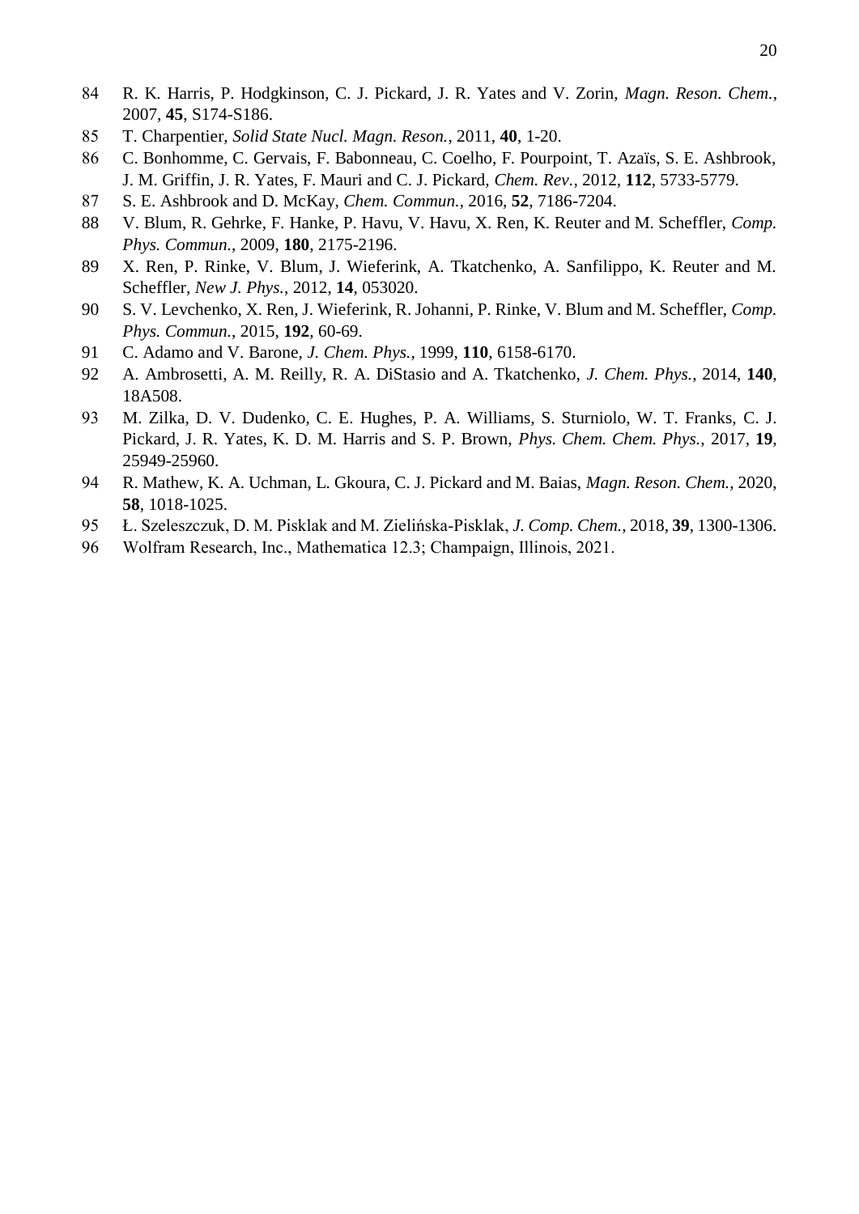84 R. K. Harris, P. Hodgkinson, C. J. Pickard, J. R. Yates and V. Zorin, *Magn. Reson. Chem.*, 2007, **45**, S174-S186.

85 T. Charpentier, *Solid State Nucl. Magn. Reson.*, 2011, **40**, 1-20.

86 C. Bonhomme, C. Gervais, F. Babonneau, C. Coelho, F. Pourpoint, T. Azaïs, S. E. Ashbrook, J. M. Griffin, J. R. Yates, F. Mauri and C. J. Pickard, *Chem. Rev.*, 2012, **112**, 5733-5779.

87 S. E. Ashbrook and D. McKay, *Chem. Commun.*, 2016, **52**, 7186-7204.

88 V. Blum, R. Gehrke, F. Hanke, P. Havu, V. Havu, X. Ren, K. Reuter and M. Scheffler, *Comp. Phys. Commun.*, 2009, **180**, 2175-2196.

89 X. Ren, P. Rinke, V. Blum, J. Wieferink, A. Tkatchenko, A. Sanfilippo, K. Reuter and M. Scheffler, *New J. Phys.*, 2012, **14**, 053020.

90 S. V. Levchenko, X. Ren, J. Wieferink, R. Johanni, P. Rinke, V. Blum and M. Scheffler, *Comp. Phys. Commun.*, 2015, **192**, 60-69.

91 C. Adamo and V. Barone, *J. Chem. Phys.*, 1999, **110**, 6158-6170.

92 A. Ambrosetti, A. M. Reilly, R. A. DiStasio and A. Tkatchenko, *J. Chem. Phys.*, 2014, **140**, 18A508.

93 M. Zilka, D. V. Dudenko, C. E. Hughes, P. A. Williams, S. Sturniolo, W. T. Franks, C. J. Pickard, J. R. Yates, K. D. M. Harris and S. P. Brown, *Phys. Chem. Chem. Phys.*, 2017, **19**, 25949-25960.

94 R. Mathew, K. A. Uchman, L. Gkoura, C. J. Pickard and M. Baias, *Magn. Reson. Chem.*, 2020, **58**, 1018-1025.

95 Ł. Szeleszczuk, D. M. Pisklak and M. Zielińska-Pisklak, *J. Comp. Chem.*, 2018, **39**, 1300-1306.

96 Wolfram Research, Inc., Mathematica 12.3; Champaign, Illinois, 2021.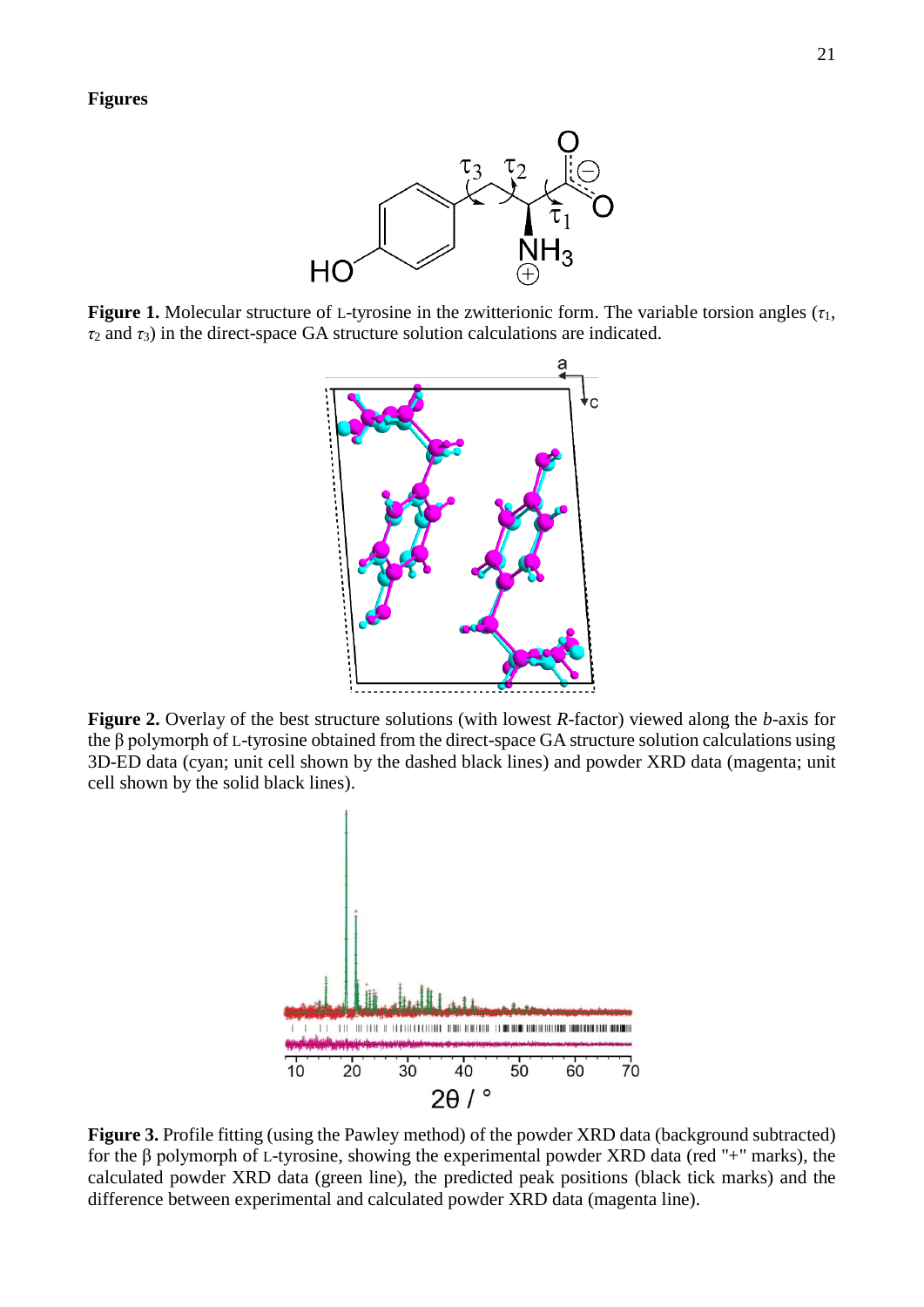**Figures**

**Figure 1.** Molecular structure of L-tyrosine in the zwitterionic form. The variable torsion angles ($\tau_1$, $\tau_2$ and $\tau_3$) in the direct-space GA structure solution calculations are indicated.

**Figure 2.** Overlay of the best structure solutions (with lowest *R*-factor) viewed along the *b*-axis for the β polymorph of L-tyrosine obtained from the direct-space GA structure solution calculations using 3D-ED data (cyan; unit cell shown by the dashed black lines) and powder XRD data (magenta; unit cell shown by the solid black lines).

**Figure 3.** Profile fitting (using the Pawley method) of the powder XRD data (background subtracted) for the β polymorph of L-tyrosine, showing the experimental powder XRD data (red "+" marks), the calculated powder XRD data (green line), the predicted peak positions (black tick marks) and the difference between experimental and calculated powder XRD data (magenta line).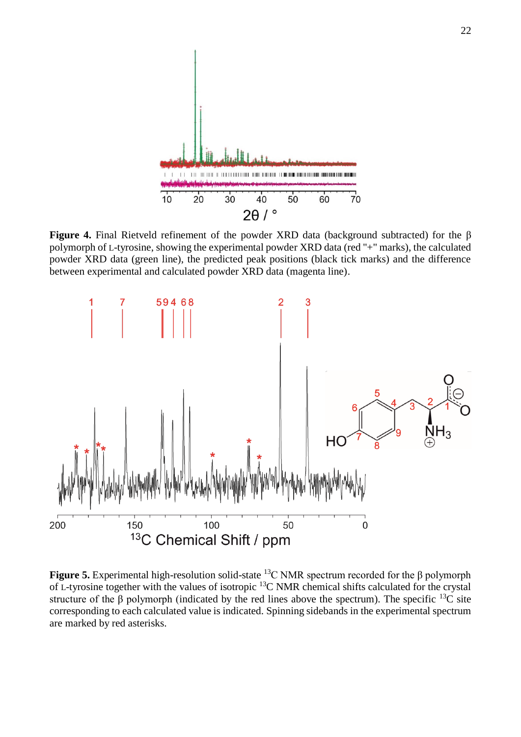**Figure 4.** Final Rietveld refinement of the powder XRD data (background subtracted) for the β polymorph of L-tyrosine, showing the experimental powder XRD data (red "+" marks), the calculated powder XRD data (green line), the predicted peak positions (black tick marks) and the difference between experimental and calculated powder XRD data (magenta line).

**Figure 5.** Experimental high-resolution solid-state $^{13}$C NMR spectrum recorded for the β polymorph of L-tyrosine together with the values of isotropic $^{13}$C NMR chemical shifts calculated for the crystal structure of the β polymorph (indicated by the red lines above the spectrum). The specific $^{13}$C site corresponding to each calculated value is indicated. Spinning sidebands in the experimental spectrum are marked by red asterisks.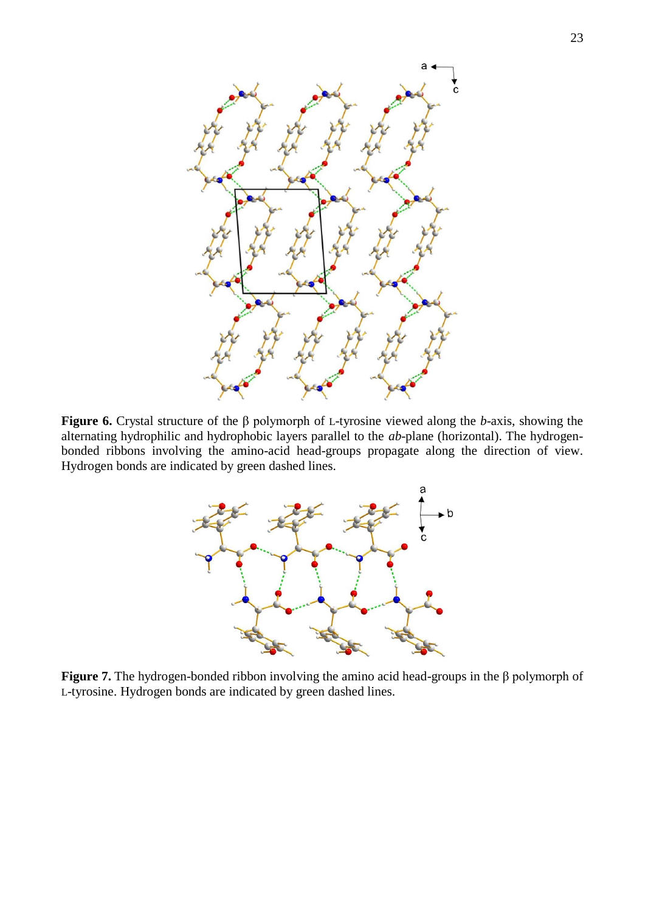**Figure 6.** Crystal structure of the β polymorph of L-tyrosine viewed along the *b*-axis, showing the alternating hydrophilic and hydrophobic layers parallel to the *ab*-plane (horizontal). The hydrogen-bonded ribbons involving the amino-acid head-groups propagate along the direction of view. Hydrogen bonds are indicated by green dashed lines.

**Figure 7.** The hydrogen-bonded ribbon involving the amino acid head-groups in the β polymorph of L-tyrosine. Hydrogen bonds are indicated by green dashed lines.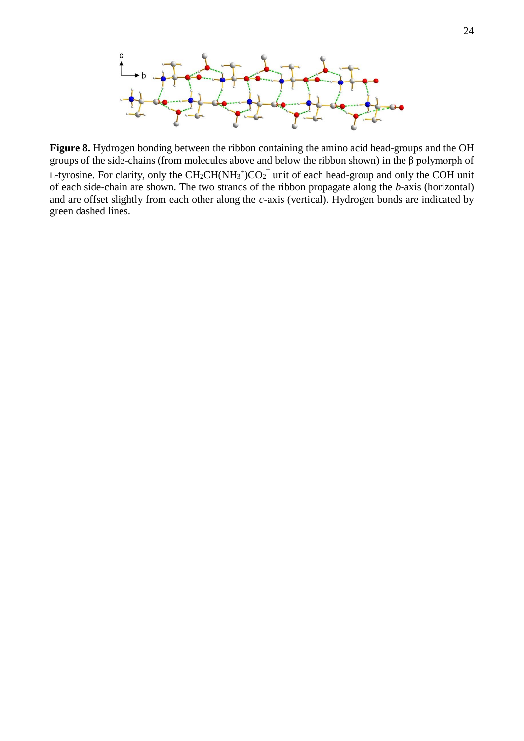c

b

**Figure 8.** Hydrogen bonding between the ribbon containing the amino acid head-groups and the OH groups of the side-chains (from molecules above and below the ribbon shown) in the β polymorph of L-tyrosine. For clarity, only the $CH_2CH(NH_3^+)CO_2^-$ unit of each head-group and only the COH unit of each side-chain are shown. The two strands of the ribbon propagate along the *b*-axis (horizontal) and are offset slightly from each other along the *c*-axis (vertical). Hydrogen bonds are indicated by green dashed lines.